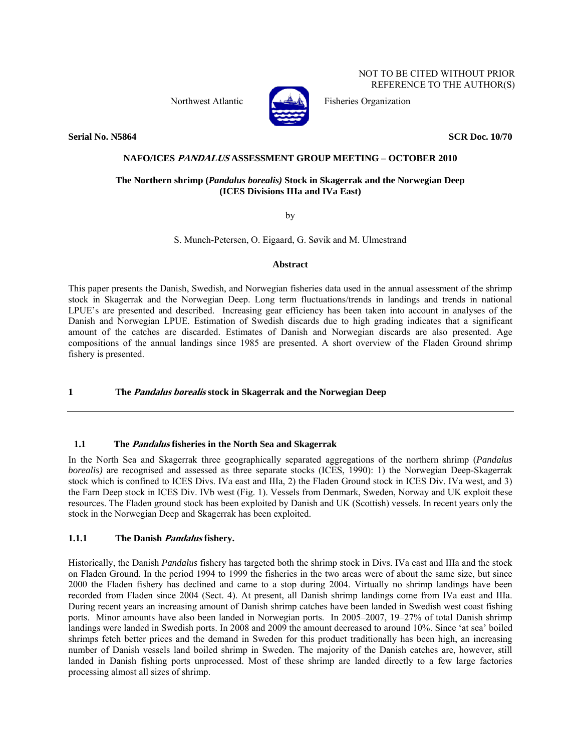NOT TO BE CITED WITHOUT PRIOR REFERENCE TO THE AUTHOR(S)

Northwest Atlantic Fisheries Organization

**Serial No. N5864** **SCR Doc. 10/70**

**NAFO/ICES *PANDALUS* ASSESSMENT GROUP MEETING – OCTOBER 2010**

# The Northern shrimp (*Pandalus borealis)* Stock in Skagerrak and the Norwegian Deep (ICES Divisions IIIa and IVa East)

by

S. Munch-Petersen, O. Eigaard, G. Søvik and M. Ulmestrand

**Abstract**

This paper presents the Danish, Swedish, and Norwegian fisheries data used in the annual assessment of the shrimp stock in Skagerrak and the Norwegian Deep. Long term fluctuations/trends in landings and trends in national LPUE's are presented and described. Increasing gear efficiency has been taken into account in analyses of the Danish and Norwegian LPUE. Estimation of Swedish discards due to high grading indicates that a significant amount of the catches are discarded. Estimates of Danish and Norwegian discards are also presented. Age compositions of the annual landings since 1985 are presented. A short overview of the Fladen Ground shrimp fishery is presented.

## 1 The *Pandalus borealis* stock in Skagerrak and the Norwegian Deep

### 1.1 The *Pandalus* fisheries in the North Sea and Skagerrak

In the North Sea and Skagerrak three geographically separated aggregations of the northern shrimp (*Pandalus borealis)* are recognised and assessed as three separate stocks (ICES, 1990): 1) the Norwegian Deep-Skagerrak stock which is confined to ICES Divs. IVa east and IIIa, 2) the Fladen Ground stock in ICES Div. IVa west, and 3) the Farn Deep stock in ICES Div. IVb west (Fig. 1). Vessels from Denmark, Sweden, Norway and UK exploit these resources. The Fladen ground stock has been exploited by Danish and UK (Scottish) vessels. In recent years only the stock in the Norwegian Deep and Skagerrak has been exploited.

### 1.1.1 The Danish *Pandalus* fishery.

Historically, the Danish *Pandalus* fishery has targeted both the shrimp stock in Divs. IVa east and IIIa and the stock on Fladen Ground. In the period 1994 to 1999 the fisheries in the two areas were of about the same size, but since 2000 the Fladen fishery has declined and came to a stop during 2004. Virtually no shrimp landings have been recorded from Fladen since 2004 (Sect. 4). At present, all Danish shrimp landings come from IVa east and IIIa. During recent years an increasing amount of Danish shrimp catches have been landed in Swedish west coast fishing ports. Minor amounts have also been landed in Norwegian ports. In 2005–2007, 19–27% of total Danish shrimp landings were landed in Swedish ports. In 2008 and 2009 the amount decreased to around 10%. Since 'at sea' boiled shrimps fetch better prices and the demand in Sweden for this product traditionally has been high, an increasing number of Danish vessels land boiled shrimp in Sweden. The majority of the Danish catches are, however, still landed in Danish fishing ports unprocessed. Most of these shrimp are landed directly to a few large factories processing almost all sizes of shrimp.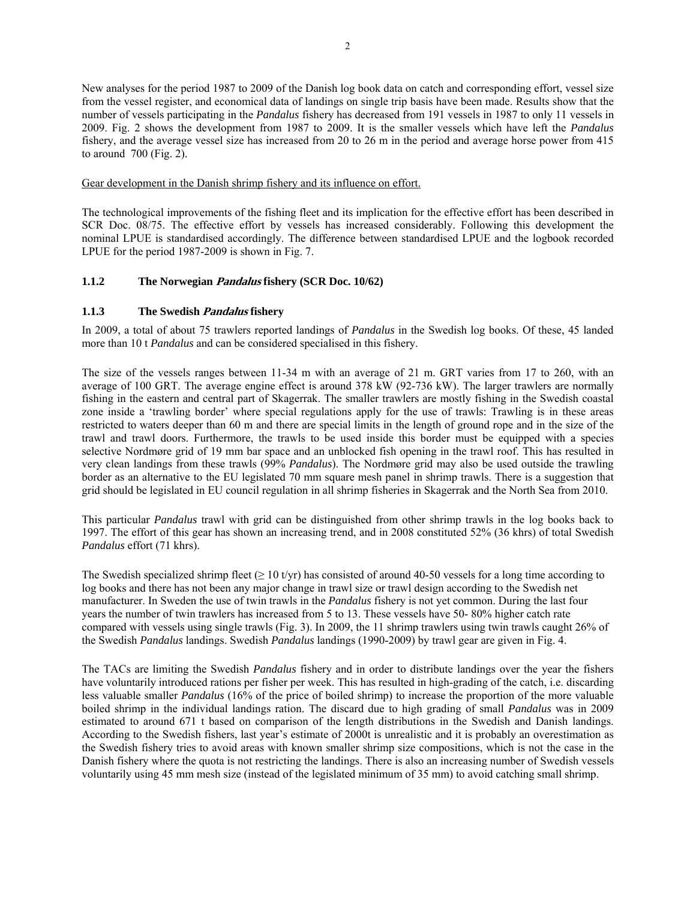New analyses for the period 1987 to 2009 of the Danish log book data on catch and corresponding effort, vessel size from the vessel register, and economical data of landings on single trip basis have been made. Results show that the number of vessels participating in the *Pandalus* fishery has decreased from 191 vessels in 1987 to only 11 vessels in 2009. Fig. 2 shows the development from 1987 to 2009. It is the smaller vessels which have left the *Pandalus* fishery, and the average vessel size has increased from 20 to 26 m in the period and average horse power from 415 to around 700 (Fig. 2).

Gear development in the Danish shrimp fishery and its influence on effort.

The technological improvements of the fishing fleet and its implication for the effective effort has been described in SCR Doc. 08/75. The effective effort by vessels has increased considerably. Following this development the nominal LPUE is standardised accordingly. The difference between standardised LPUE and the logbook recorded LPUE for the period 1987-2009 is shown in Fig. 7.

### 1.1.2 The Norwegian *Pandalus* fishery (SCR Doc. 10/62)

### 1.1.3 The Swedish *Pandalus* fishery

In 2009, a total of about 75 trawlers reported landings of *Pandalus* in the Swedish log books. Of these, 45 landed more than 10 t *Pandalus* and can be considered specialised in this fishery.

The size of the vessels ranges between 11-34 m with an average of 21 m. GRT varies from 17 to 260, with an average of 100 GRT. The average engine effect is around 378 kW (92-736 kW). The larger trawlers are normally fishing in the eastern and central part of Skagerrak. The smaller trawlers are mostly fishing in the Swedish coastal zone inside a 'trawling border' where special regulations apply for the use of trawls: Trawling is in these areas restricted to waters deeper than 60 m and there are special limits in the length of ground rope and in the size of the trawl and trawl doors. Furthermore, the trawls to be used inside this border must be equipped with a species selective Nordmøre grid of 19 mm bar space and an unblocked fish opening in the trawl roof. This has resulted in very clean landings from these trawls (99% *Pandalus*). The Nordmøre grid may also be used outside the trawling border as an alternative to the EU legislated 70 mm square mesh panel in shrimp trawls. There is a suggestion that grid should be legislated in EU council regulation in all shrimp fisheries in Skagerrak and the North Sea from 2010.

This particular *Pandalus* trawl with grid can be distinguished from other shrimp trawls in the log books back to 1997. The effort of this gear has shown an increasing trend, and in 2008 constituted 52% (36 khrs) of total Swedish *Pandalus* effort (71 khrs).

The Swedish specialized shrimp fleet ($\geq$ 10 t/yr) has consisted of around 40-50 vessels for a long time according to log books and there has not been any major change in trawl size or trawl design according to the Swedish net manufacturer. In Sweden the use of twin trawls in the *Pandalus* fishery is not yet common. During the last four years the number of twin trawlers has increased from 5 to 13. These vessels have 50- 80% higher catch rate compared with vessels using single trawls (Fig. 3). In 2009, the 11 shrimp trawlers using twin trawls caught 26% of the Swedish *Pandalus* landings. Swedish *Pandalus* landings (1990-2009) by trawl gear are given in Fig. 4.

The TACs are limiting the Swedish *Pandalus* fishery and in order to distribute landings over the year the fishers have voluntarily introduced rations per fisher per week. This has resulted in high-grading of the catch, i.e. discarding less valuable smaller *Pandalus* (16% of the price of boiled shrimp) to increase the proportion of the more valuable boiled shrimp in the individual landings ration. The discard due to high grading of small *Pandalus* was in 2009 estimated to around 671 t based on comparison of the length distributions in the Swedish and Danish landings. According to the Swedish fishers, last year's estimate of 2000t is unrealistic and it is probably an overestimation as the Swedish fishery tries to avoid areas with known smaller shrimp size compositions, which is not the case in the Danish fishery where the quota is not restricting the landings. There is also an increasing number of Swedish vessels voluntarily using 45 mm mesh size (instead of the legislated minimum of 35 mm) to avoid catching small shrimp.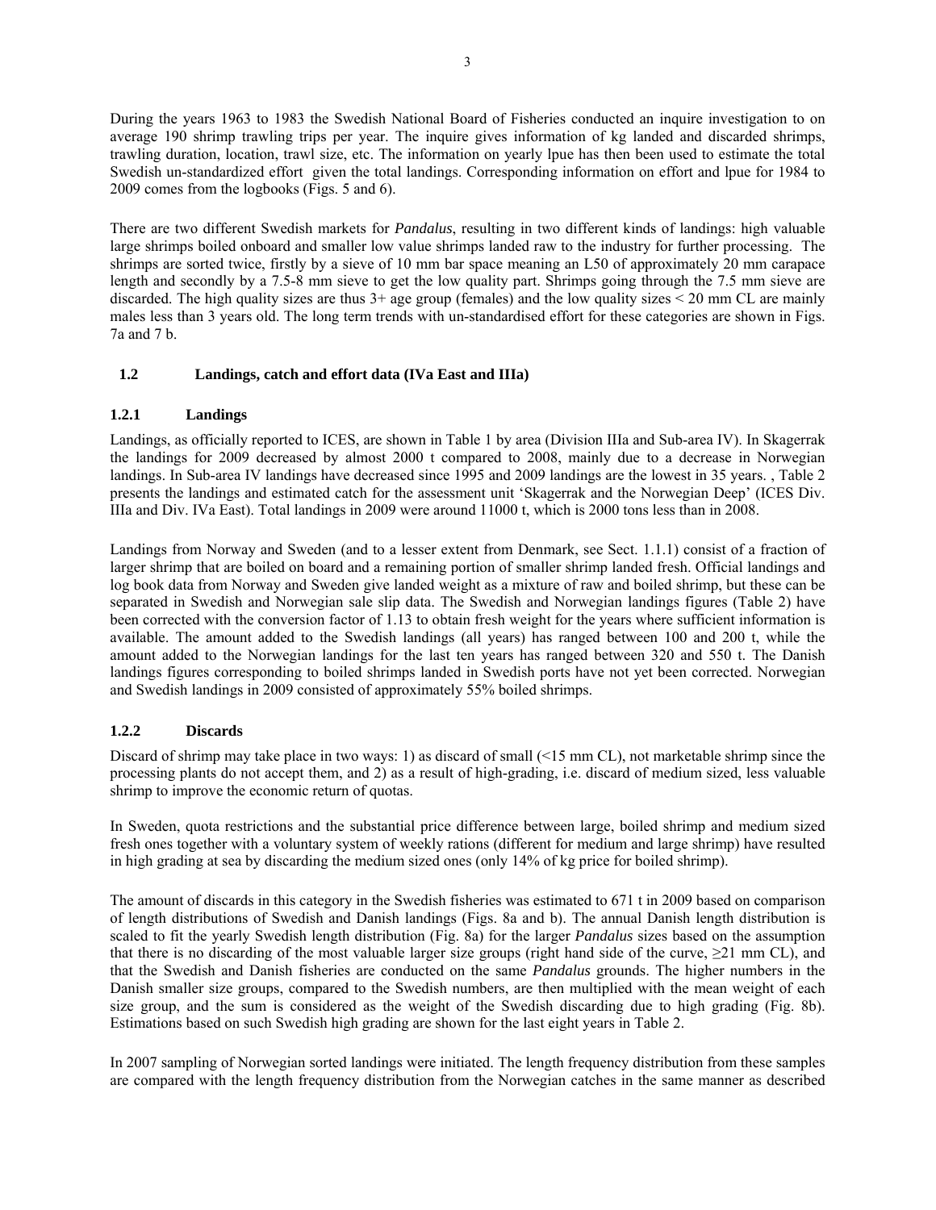During the years 1963 to 1983 the Swedish National Board of Fisheries conducted an inquire investigation to on average 190 shrimp trawling trips per year. The inquire gives information of kg landed and discarded shrimps, trawling duration, location, trawl size, etc. The information on yearly lpue has then been used to estimate the total Swedish un-standardized effort given the total landings. Corresponding information on effort and lpue for 1984 to 2009 comes from the logbooks (Figs. 5 and 6).

There are two different Swedish markets for *Pandalus*, resulting in two different kinds of landings: high valuable large shrimps boiled onboard and smaller low value shrimps landed raw to the industry for further processing. The shrimps are sorted twice, firstly by a sieve of 10 mm bar space meaning an L50 of approximately 20 mm carapace length and secondly by a 7.5-8 mm sieve to get the low quality part. Shrimps going through the 7.5 mm sieve are discarded. The high quality sizes are thus 3+ age group (females) and the low quality sizes < 20 mm CL are mainly males less than 3 years old. The long term trends with un-standardised effort for these categories are shown in Figs. 7a and 7 b.

## 1.2 Landings, catch and effort data (IVa East and IIIa)

### 1.2.1 Landings

Landings, as officially reported to ICES, are shown in Table 1 by area (Division IIIa and Sub-area IV). In Skagerrak the landings for 2009 decreased by almost 2000 t compared to 2008, mainly due to a decrease in Norwegian landings. In Sub-area IV landings have decreased since 1995 and 2009 landings are the lowest in 35 years. , Table 2 presents the landings and estimated catch for the assessment unit 'Skagerrak and the Norwegian Deep' (ICES Div. IIIa and Div. IVa East). Total landings in 2009 were around 11000 t, which is 2000 tons less than in 2008.

Landings from Norway and Sweden (and to a lesser extent from Denmark, see Sect. 1.1.1) consist of a fraction of larger shrimp that are boiled on board and a remaining portion of smaller shrimp landed fresh. Official landings and log book data from Norway and Sweden give landed weight as a mixture of raw and boiled shrimp, but these can be separated in Swedish and Norwegian sale slip data. The Swedish and Norwegian landings figures (Table 2) have been corrected with the conversion factor of 1.13 to obtain fresh weight for the years where sufficient information is available. The amount added to the Swedish landings (all years) has ranged between 100 and 200 t, while the amount added to the Norwegian landings for the last ten years has ranged between 320 and 550 t. The Danish landings figures corresponding to boiled shrimps landed in Swedish ports have not yet been corrected. Norwegian and Swedish landings in 2009 consisted of approximately 55% boiled shrimps.

### 1.2.2 Discards

Discard of shrimp may take place in two ways: 1) as discard of small (<15 mm CL), not marketable shrimp since the processing plants do not accept them, and 2) as a result of high-grading, i.e. discard of medium sized, less valuable shrimp to improve the economic return of quotas.

In Sweden, quota restrictions and the substantial price difference between large, boiled shrimp and medium sized fresh ones together with a voluntary system of weekly rations (different for medium and large shrimp) have resulted in high grading at sea by discarding the medium sized ones (only 14% of kg price for boiled shrimp).

The amount of discards in this category in the Swedish fisheries was estimated to 671 t in 2009 based on comparison of length distributions of Swedish and Danish landings (Figs. 8a and b). The annual Danish length distribution is scaled to fit the yearly Swedish length distribution (Fig. 8a) for the larger *Pandalus* sizes based on the assumption that there is no discarding of the most valuable larger size groups (right hand side of the curve, ≥21 mm CL), and that the Swedish and Danish fisheries are conducted on the same *Pandalus* grounds. The higher numbers in the Danish smaller size groups, compared to the Swedish numbers, are then multiplied with the mean weight of each size group, and the sum is considered as the weight of the Swedish discarding due to high grading (Fig. 8b). Estimations based on such Swedish high grading are shown for the last eight years in Table 2.

In 2007 sampling of Norwegian sorted landings were initiated. The length frequency distribution from these samples are compared with the length frequency distribution from the Norwegian catches in the same manner as described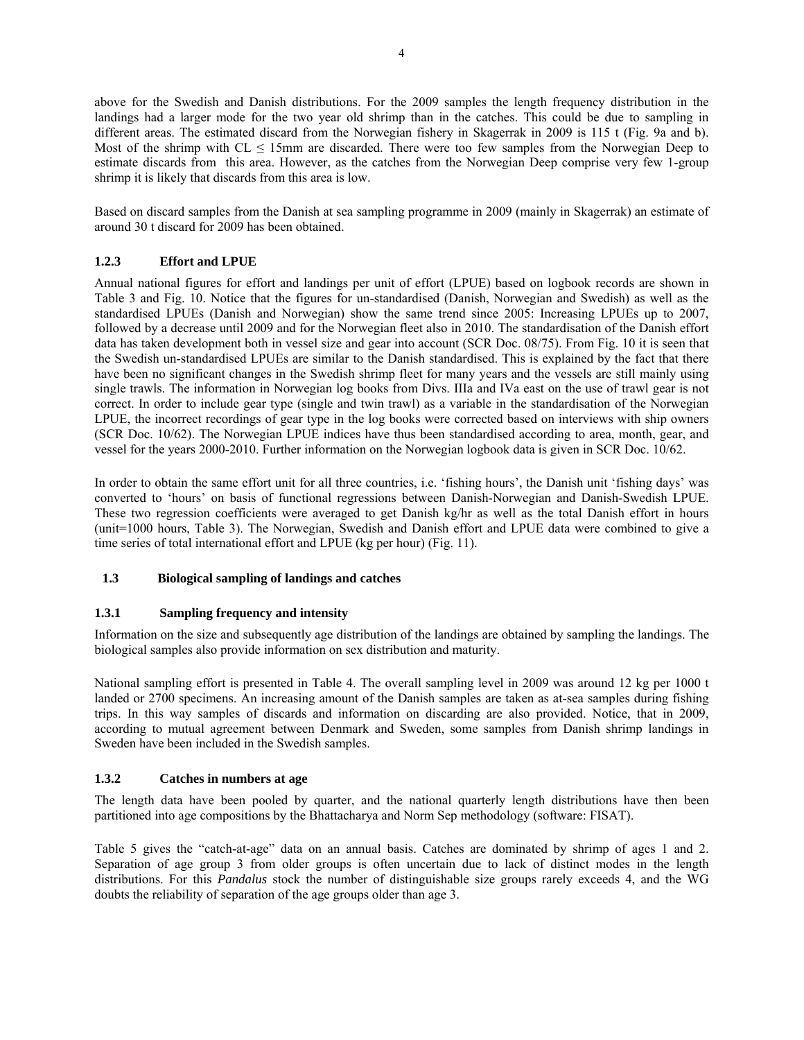above for the Swedish and Danish distributions. For the 2009 samples the length frequency distribution in the landings had a larger mode for the two year old shrimp than in the catches. This could be due to sampling in different areas. The estimated discard from the Norwegian fishery in Skagerrak in 2009 is 115 t (Fig. 9a and b). Most of the shrimp with CL ≤ 15mm are discarded. There were too few samples from the Norwegian Deep to estimate discards from this area. However, as the catches from the Norwegian Deep comprise very few 1-group shrimp it is likely that discards from this area is low.

Based on discard samples from the Danish at sea sampling programme in 2009 (mainly in Skagerrak) an estimate of around 30 t discard for 2009 has been obtained.

### 1.2.3 Effort and LPUE

Annual national figures for effort and landings per unit of effort (LPUE) based on logbook records are shown in Table 3 and Fig. 10. Notice that the figures for un-standardised (Danish, Norwegian and Swedish) as well as the standardised LPUEs (Danish and Norwegian) show the same trend since 2005: Increasing LPUEs up to 2007, followed by a decrease until 2009 and for the Norwegian fleet also in 2010. The standardisation of the Danish effort data has taken development both in vessel size and gear into account (SCR Doc. 08/75). From Fig. 10 it is seen that the Swedish un-standardised LPUEs are similar to the Danish standardised. This is explained by the fact that there have been no significant changes in the Swedish shrimp fleet for many years and the vessels are still mainly using single trawls. The information in Norwegian log books from Divs. IIIa and IVa east on the use of trawl gear is not correct. In order to include gear type (single and twin trawl) as a variable in the standardisation of the Norwegian LPUE, the incorrect recordings of gear type in the log books were corrected based on interviews with ship owners (SCR Doc. 10/62). The Norwegian LPUE indices have thus been standardised according to area, month, gear, and vessel for the years 2000-2010. Further information on the Norwegian logbook data is given in SCR Doc. 10/62.

In order to obtain the same effort unit for all three countries, i.e. 'fishing hours', the Danish unit 'fishing days' was converted to 'hours' on basis of functional regressions between Danish-Norwegian and Danish-Swedish LPUE. These two regression coefficients were averaged to get Danish kg/hr as well as the total Danish effort in hours (unit=1000 hours, Table 3). The Norwegian, Swedish and Danish effort and LPUE data were combined to give a time series of total international effort and LPUE (kg per hour) (Fig. 11).

## 1.3 Biological sampling of landings and catches

### 1.3.1 Sampling frequency and intensity

Information on the size and subsequently age distribution of the landings are obtained by sampling the landings. The biological samples also provide information on sex distribution and maturity.

National sampling effort is presented in Table 4. The overall sampling level in 2009 was around 12 kg per 1000 t landed or 2700 specimens. An increasing amount of the Danish samples are taken as at-sea samples during fishing trips. In this way samples of discards and information on discarding are also provided. Notice, that in 2009, according to mutual agreement between Denmark and Sweden, some samples from Danish shrimp landings in Sweden have been included in the Swedish samples.

### 1.3.2 Catches in numbers at age

The length data have been pooled by quarter, and the national quarterly length distributions have then been partitioned into age compositions by the Bhattacharya and Norm Sep methodology (software: FISAT).

Table 5 gives the "catch-at-age" data on an annual basis. Catches are dominated by shrimp of ages 1 and 2. Separation of age group 3 from older groups is often uncertain due to lack of distinct modes in the length distributions. For this *Pandalus* stock the number of distinguishable size groups rarely exceeds 4, and the WG doubts the reliability of separation of the age groups older than age 3.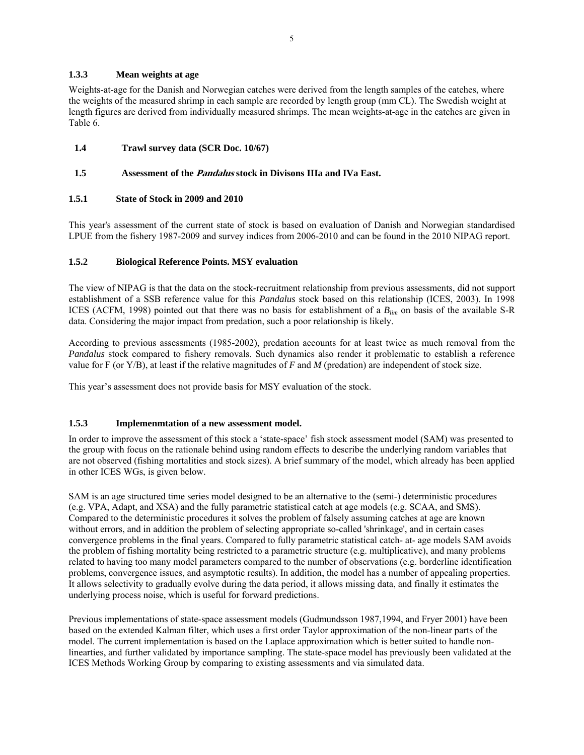### 1.3.3 Mean weights at age

Weights-at-age for the Danish and Norwegian catches were derived from the length samples of the catches, where the weights of the measured shrimp in each sample are recorded by length group (mm CL). The Swedish weight at length figures are derived from individually measured shrimps. The mean weights-at-age in the catches are given in Table 6.

## 1.4 Trawl survey data (SCR Doc. 10/67)

## 1.5 Assessment of the *Pandalus* stock in Divisons IIIa and IVa East.

### 1.5.1 State of Stock in 2009 and 2010

This year's assessment of the current state of stock is based on evaluation of Danish and Norwegian standardised LPUE from the fishery 1987-2009 and survey indices from 2006-2010 and can be found in the 2010 NIPAG report.

### 1.5.2 Biological Reference Points. MSY evaluation

The view of NIPAG is that the data on the stock-recruitment relationship from previous assessments, did not support establishment of a SSB reference value for this *Pandalus* stock based on this relationship (ICES, 2003). In 1998 ICES (ACFM, 1998) pointed out that there was no basis for establishment of a $B_{lim}$ on basis of the available S-R data. Considering the major impact from predation, such a poor relationship is likely.

According to previous assessments (1985-2002), predation accounts for at least twice as much removal from the *Pandalus* stock compared to fishery removals. Such dynamics also render it problematic to establish a reference value for F (or Y/B), at least if the relative magnitudes of $F$ and $M$ (predation) are independent of stock size.

This year's assessment does not provide basis for MSY evaluation of the stock.

### 1.5.3 Implemenmtation of a new assessment model.

In order to improve the assessment of this stock a 'state-space' fish stock assessment model (SAM) was presented to the group with focus on the rationale behind using random effects to describe the underlying random variables that are not observed (fishing mortalities and stock sizes). A brief summary of the model, which already has been applied in other ICES WGs, is given below.

SAM is an age structured time series model designed to be an alternative to the (semi-) deterministic procedures (e.g. VPA, Adapt, and XSA) and the fully parametric statistical catch at age models (e.g. SCAA, and SMS). Compared to the deterministic procedures it solves the problem of falsely assuming catches at age are known without errors, and in addition the problem of selecting appropriate so-called 'shrinkage', and in certain cases convergence problems in the final years. Compared to fully parametric statistical catch- at- age models SAM avoids the problem of fishing mortality being restricted to a parametric structure (e.g. multiplicative), and many problems related to having too many model parameters compared to the number of observations (e.g. borderline identification problems, convergence issues, and asymptotic results). In addition, the model has a number of appealing properties. It allows selectivity to gradually evolve during the data period, it allows missing data, and finally it estimates the underlying process noise, which is useful for forward predictions.

Previous implementations of state-space assessment models (Gudmundsson 1987,1994, and Fryer 2001) have been based on the extended Kalman filter, which uses a first order Taylor approximation of the non-linear parts of the model. The current implementation is based on the Laplace approximation which is better suited to handle non-linearities, and further validated by importance sampling. The state-space model has previously been validated at the ICES Methods Working Group by comparing to existing assessments and via simulated data.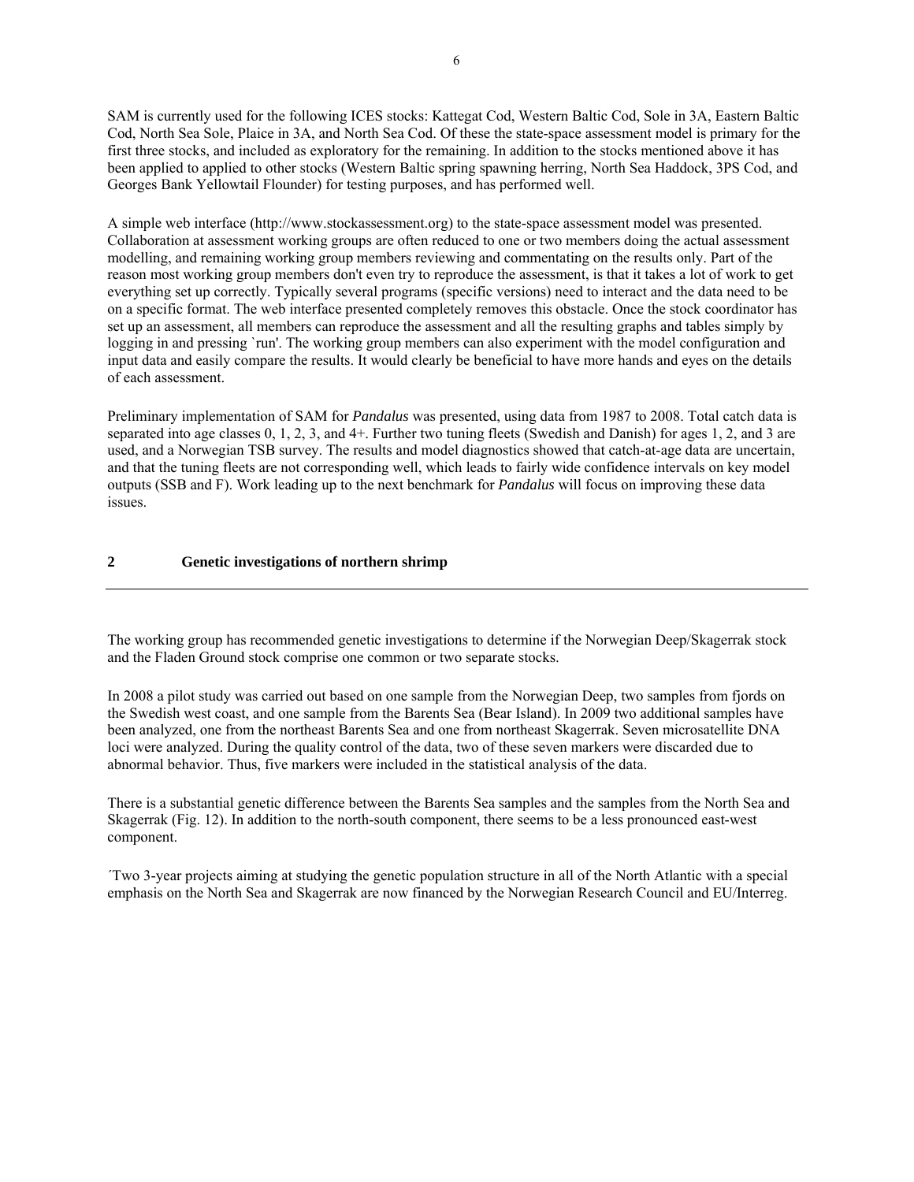SAM is currently used for the following ICES stocks: Kattegat Cod, Western Baltic Cod, Sole in 3A, Eastern Baltic Cod, North Sea Sole, Plaice in 3A, and North Sea Cod. Of these the state-space assessment model is primary for the first three stocks, and included as exploratory for the remaining. In addition to the stocks mentioned above it has been applied to applied to other stocks (Western Baltic spring spawning herring, North Sea Haddock, 3PS Cod, and Georges Bank Yellowtail Flounder) for testing purposes, and has performed well.

A simple web interface (http://www.stockassessment.org) to the state-space assessment model was presented. Collaboration at assessment working groups are often reduced to one or two members doing the actual assessment modelling, and remaining working group members reviewing and commentating on the results only. Part of the reason most working group members don't even try to reproduce the assessment, is that it takes a lot of work to get everything set up correctly. Typically several programs (specific versions) need to interact and the data need to be on a specific format. The web interface presented completely removes this obstacle. Once the stock coordinator has set up an assessment, all members can reproduce the assessment and all the resulting graphs and tables simply by logging in and pressing `run'. The working group members can also experiment with the model configuration and input data and easily compare the results. It would clearly be beneficial to have more hands and eyes on the details of each assessment.

Preliminary implementation of SAM for *Pandalus* was presented, using data from 1987 to 2008. Total catch data is separated into age classes 0, 1, 2, 3, and 4+. Further two tuning fleets (Swedish and Danish) for ages 1, 2, and 3 are used, and a Norwegian TSB survey. The results and model diagnostics showed that catch-at-age data are uncertain, and that the tuning fleets are not corresponding well, which leads to fairly wide confidence intervals on key model outputs (SSB and F). Work leading up to the next benchmark for *Pandalus* will focus on improving these data issues.

## 2 Genetic investigations of northern shrimp

The working group has recommended genetic investigations to determine if the Norwegian Deep/Skagerrak stock and the Fladen Ground stock comprise one common or two separate stocks.

In 2008 a pilot study was carried out based on one sample from the Norwegian Deep, two samples from fjords on the Swedish west coast, and one sample from the Barents Sea (Bear Island). In 2009 two additional samples have been analyzed, one from the northeast Barents Sea and one from northeast Skagerrak. Seven microsatellite DNA loci were analyzed. During the quality control of the data, two of these seven markers were discarded due to abnormal behavior. Thus, five markers were included in the statistical analysis of the data.

There is a substantial genetic difference between the Barents Sea samples and the samples from the North Sea and Skagerrak (Fig. 12). In addition to the north-south component, there seems to be a less pronounced east-west component.

´Two 3-year projects aiming at studying the genetic population structure in all of the North Atlantic with a special emphasis on the North Sea and Skagerrak are now financed by the Norwegian Research Council and EU/Interreg.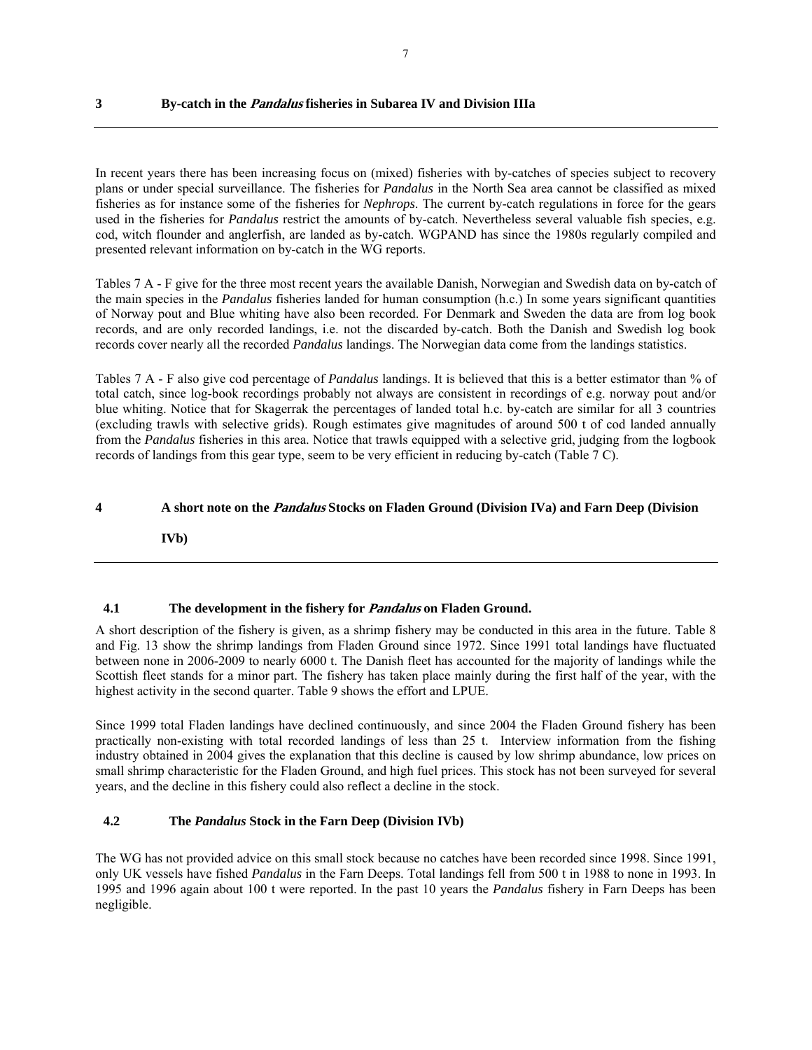# 3 By-catch in the *Pandalus* fisheries in Subarea IV and Division IIIa

In recent years there has been increasing focus on (mixed) fisheries with by-catches of species subject to recovery plans or under special surveillance. The fisheries for *Pandalus* in the North Sea area cannot be classified as mixed fisheries as for instance some of the fisheries for *Nephrops*. The current by-catch regulations in force for the gears used in the fisheries for *Pandalus* restrict the amounts of by-catch. Nevertheless several valuable fish species, e.g. cod, witch flounder and anglerfish, are landed as by-catch. WGPAND has since the 1980s regularly compiled and presented relevant information on by-catch in the WG reports.

Tables 7 A - F give for the three most recent years the available Danish, Norwegian and Swedish data on by-catch of the main species in the *Pandalus* fisheries landed for human consumption (h.c.) In some years significant quantities of Norway pout and Blue whiting have also been recorded. For Denmark and Sweden the data are from log book records, and are only recorded landings, i.e. not the discarded by-catch. Both the Danish and Swedish log book records cover nearly all the recorded *Pandalus* landings. The Norwegian data come from the landings statistics.

Tables 7 A - F also give cod percentage of *Pandalus* landings. It is believed that this is a better estimator than % of total catch, since log-book recordings probably not always are consistent in recordings of e.g. norway pout and/or blue whiting. Notice that for Skagerrak the percentages of landed total h.c. by-catch are similar for all 3 countries (excluding trawls with selective grids). Rough estimates give magnitudes of around 500 t of cod landed annually from the *Pandalus* fisheries in this area. Notice that trawls equipped with a selective grid, judging from the logbook records of landings from this gear type, seem to be very efficient in reducing by-catch (Table 7 C).

# 4 A short note on the *Pandalus* Stocks on Fladen Ground (Division IVa) and Farn Deep (Division IVb)

## 4.1 The development in the fishery for *Pandalus* on Fladen Ground.

A short description of the fishery is given, as a shrimp fishery may be conducted in this area in the future. Table 8 and Fig. 13 show the shrimp landings from Fladen Ground since 1972. Since 1991 total landings have fluctuated between none in 2006-2009 to nearly 6000 t. The Danish fleet has accounted for the majority of landings while the Scottish fleet stands for a minor part. The fishery has taken place mainly during the first half of the year, with the highest activity in the second quarter. Table 9 shows the effort and LPUE.

Since 1999 total Fladen landings have declined continuously, and since 2004 the Fladen Ground fishery has been practically non-existing with total recorded landings of less than 25 t. Interview information from the fishing industry obtained in 2004 gives the explanation that this decline is caused by low shrimp abundance, low prices on small shrimp characteristic for the Fladen Ground, and high fuel prices. This stock has not been surveyed for several years, and the decline in this fishery could also reflect a decline in the stock.

## 4.2 The *Pandalus* Stock in the Farn Deep (Division IVb)

The WG has not provided advice on this small stock because no catches have been recorded since 1998. Since 1991, only UK vessels have fished *Pandalus* in the Farn Deeps. Total landings fell from 500 t in 1988 to none in 1993. In 1995 and 1996 again about 100 t were reported. In the past 10 years the *Pandalus* fishery in Farn Deeps has been negligible.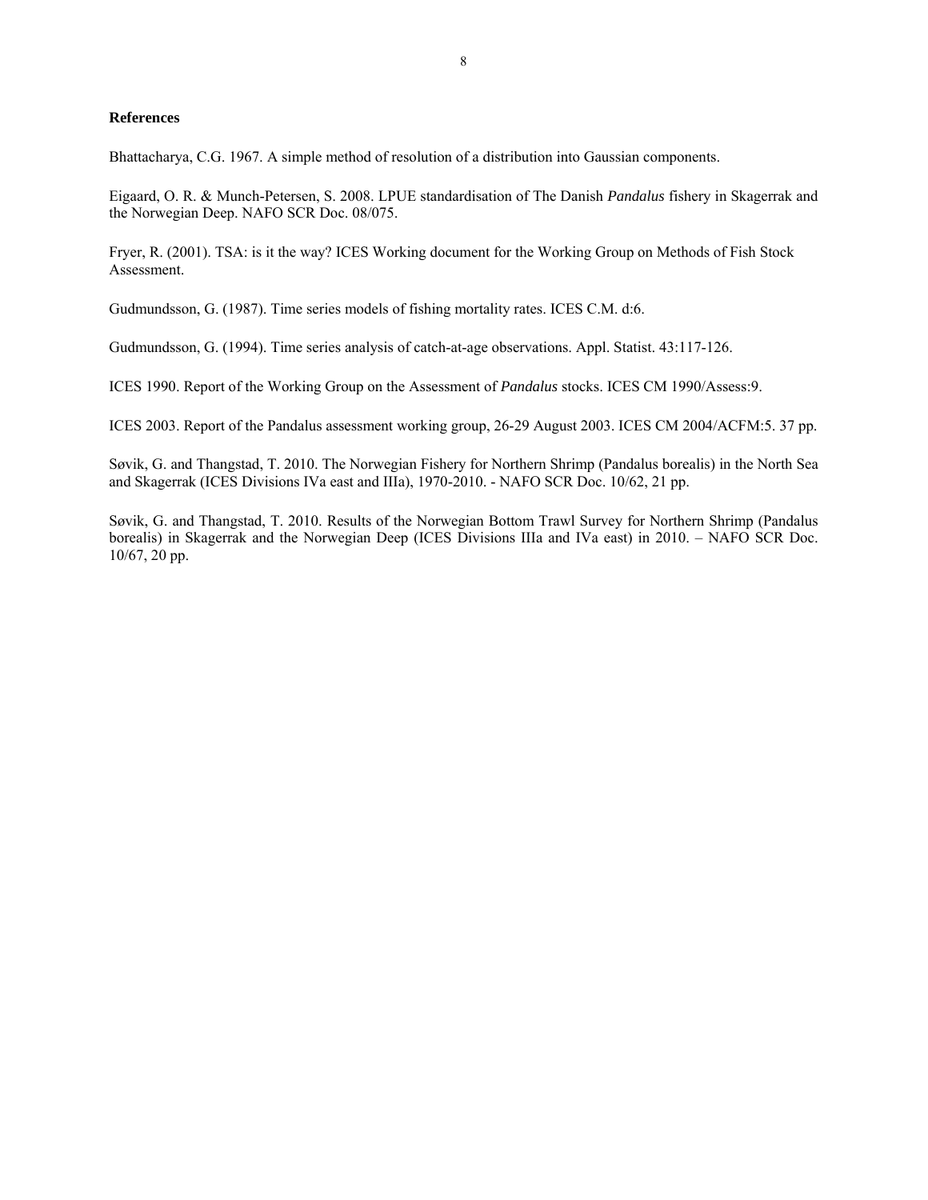**References**

Bhattacharya, C.G. 1967. A simple method of resolution of a distribution into Gaussian components.

Eigaard, O. R. & Munch-Petersen, S. 2008. LPUE standardisation of The Danish *Pandalus* fishery in Skagerrak and the Norwegian Deep. NAFO SCR Doc. 08/075.

Fryer, R. (2001). TSA: is it the way? ICES Working document for the Working Group on Methods of Fish Stock Assessment.

Gudmundsson, G. (1987). Time series models of fishing mortality rates. ICES C.M. d:6.

Gudmundsson, G. (1994). Time series analysis of catch-at-age observations. Appl. Statist. 43:117-126.

ICES 1990. Report of the Working Group on the Assessment of *Pandalus* stocks. ICES CM 1990/Assess:9.

ICES 2003. Report of the Pandalus assessment working group, 26-29 August 2003. ICES CM 2004/ACFM:5. 37 pp.

Søvik, G. and Thangstad, T. 2010. The Norwegian Fishery for Northern Shrimp (Pandalus borealis) in the North Sea and Skagerrak (ICES Divisions IVa east and IIIa), 1970-2010. - NAFO SCR Doc. 10/62, 21 pp.

Søvik, G. and Thangstad, T. 2010. Results of the Norwegian Bottom Trawl Survey for Northern Shrimp (Pandalus borealis) in Skagerrak and the Norwegian Deep (ICES Divisions IIIa and IVa east) in 2010. – NAFO SCR Doc. 10/67, 20 pp.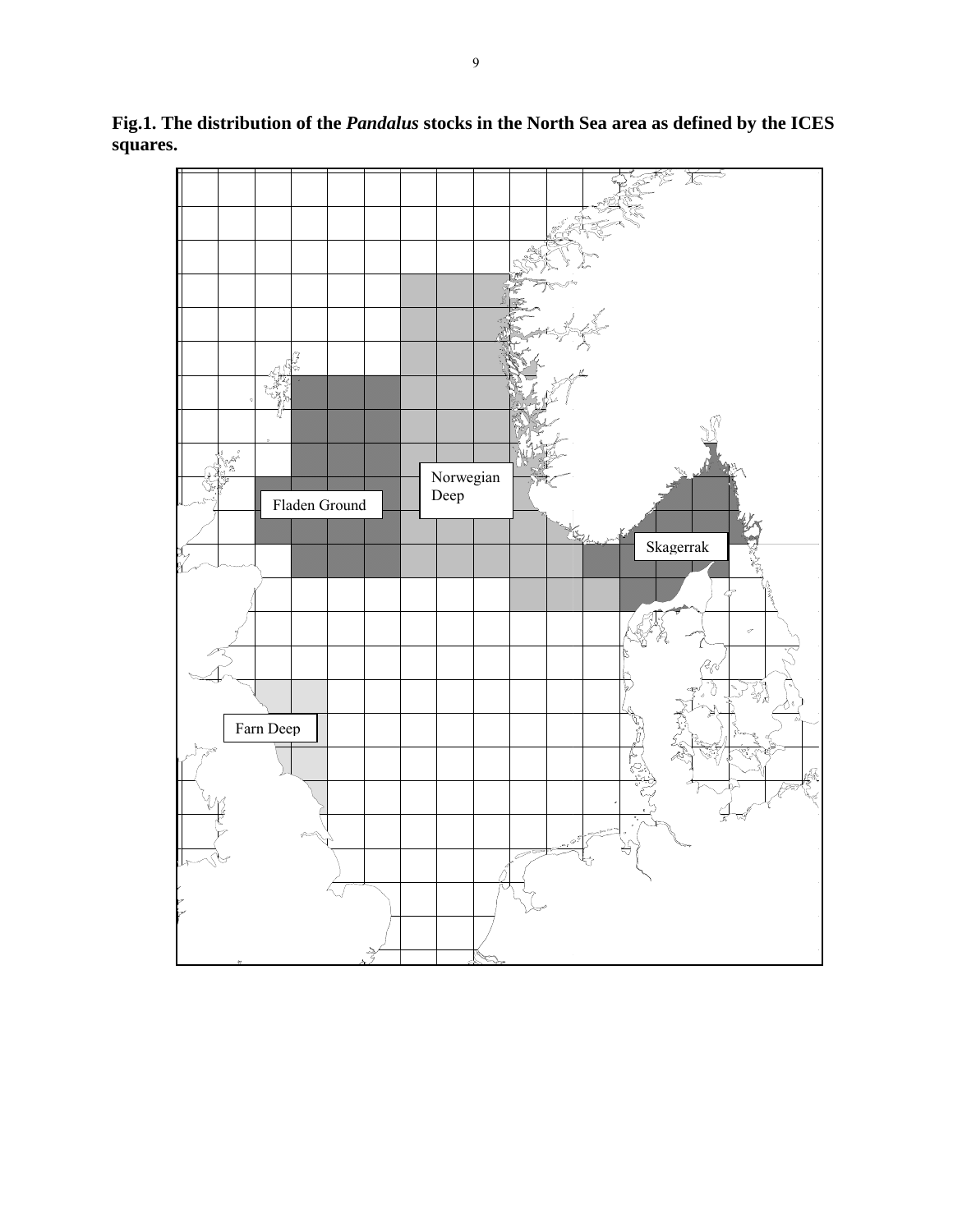**Fig.1. The distribution of the *Pandalus* stocks in the North Sea area as defined by the ICES squares.**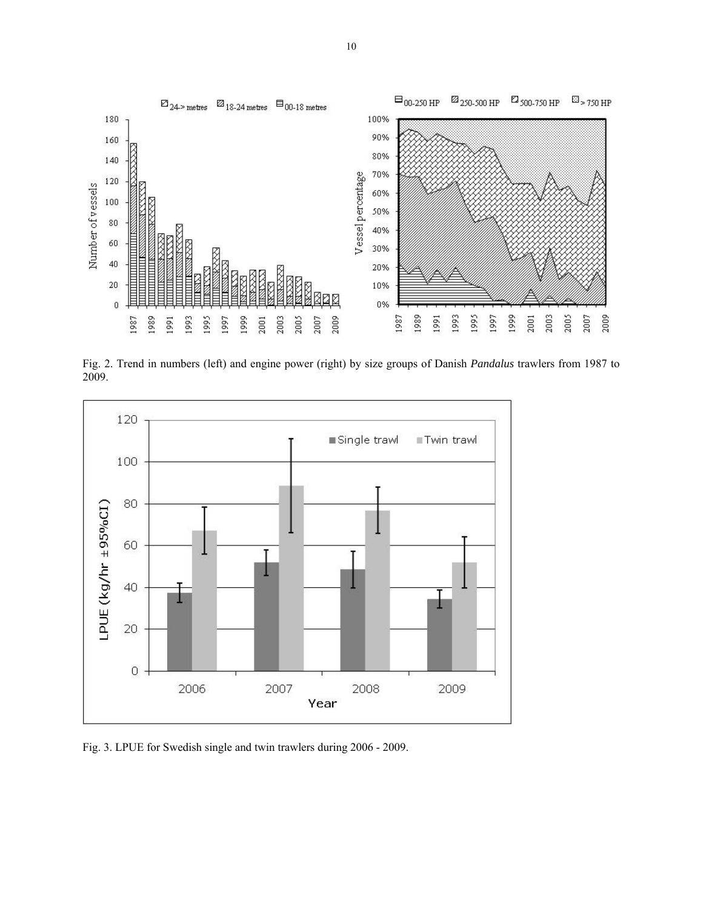Fig. 2. Trend in numbers (left) and engine power (right) by size groups of Danish *Pandalus* trawlers from 1987 to 2009.

Fig. 3. LPUE for Swedish single and twin trawlers during 2006 - 2009.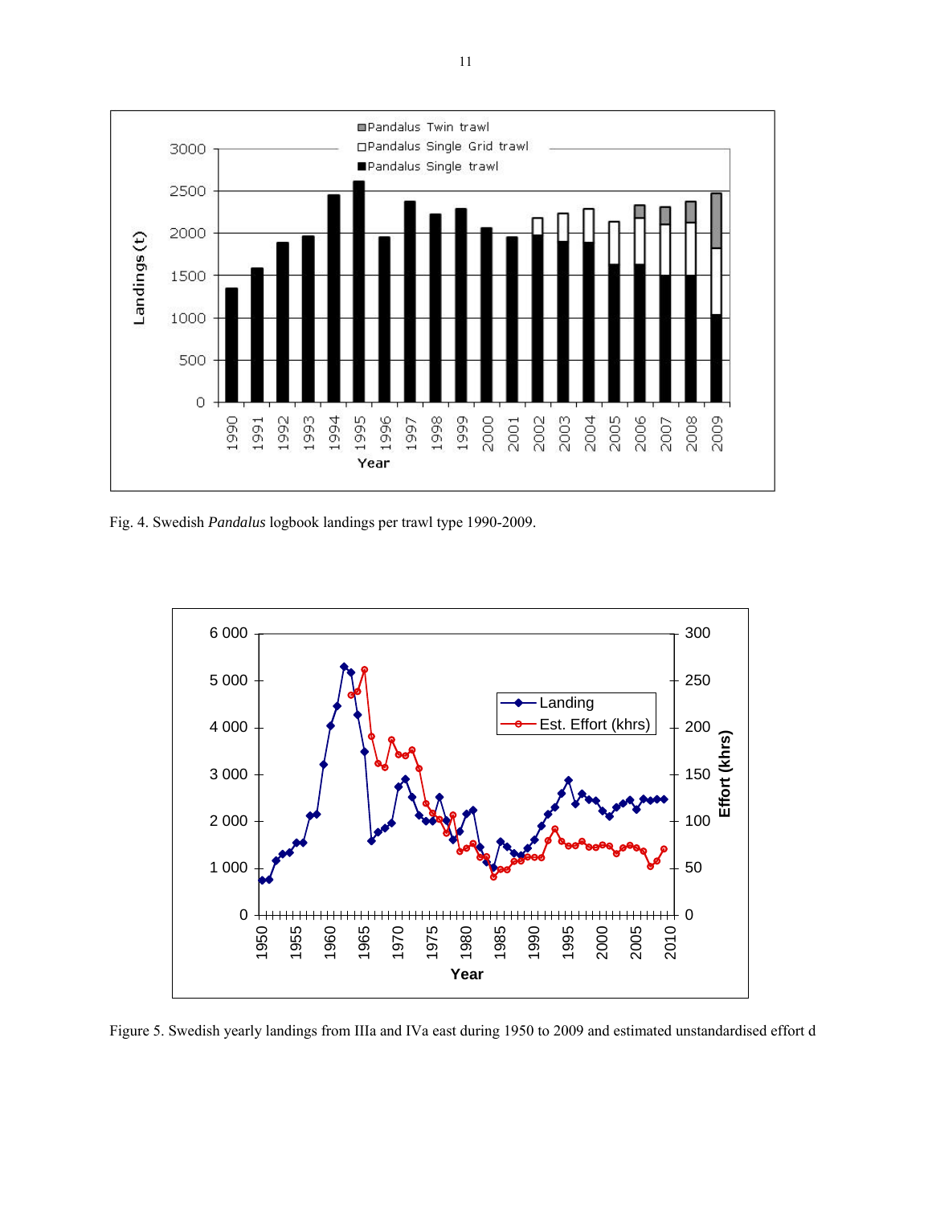Fig. 4. Swedish *Pandalus* logbook landings per trawl type 1990-2009.

Figure 5. Swedish yearly landings from IIIa and IVa east during 1950 to 2009 and estimated unstandardised effort d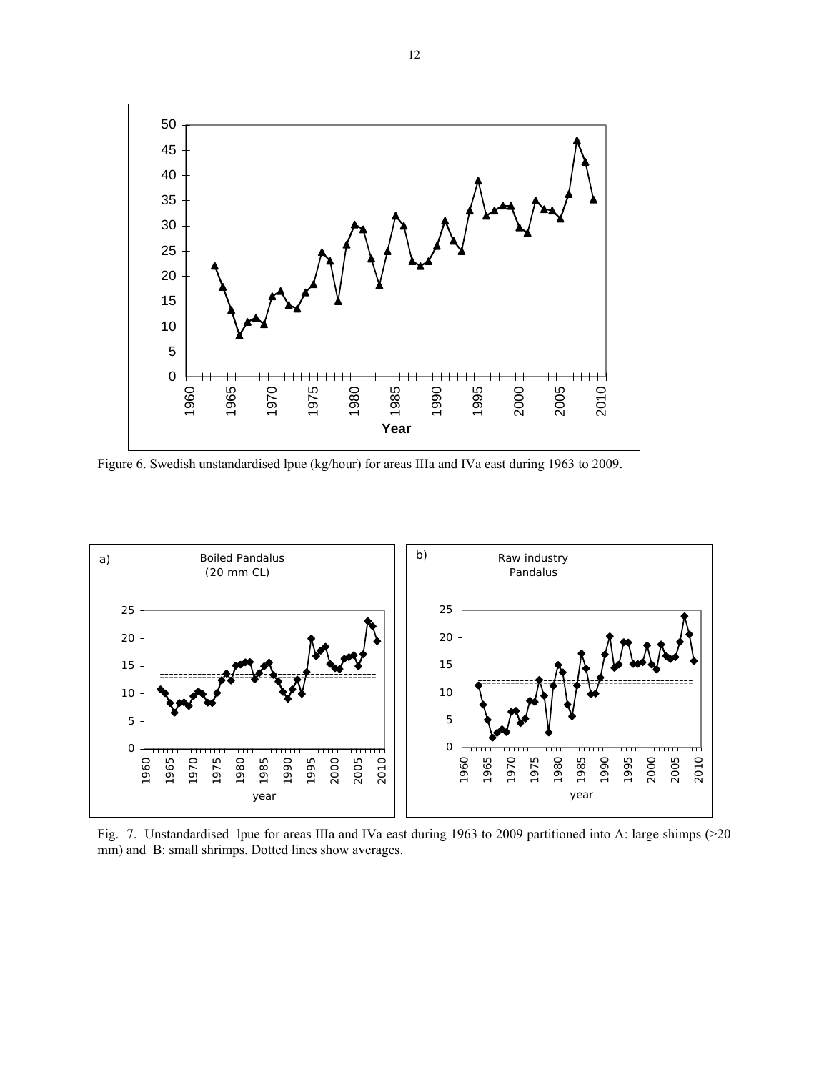Figure 6. Swedish unstandardised lpue (kg/hour) for areas IIIa and IVa east during 1963 to 2009.

Fig. 7. Unstandardised lpue for areas IIIa and IVa east during 1963 to 2009 partitioned into A: large shimps (>20 mm) and B: small shrimps. Dotted lines show averages.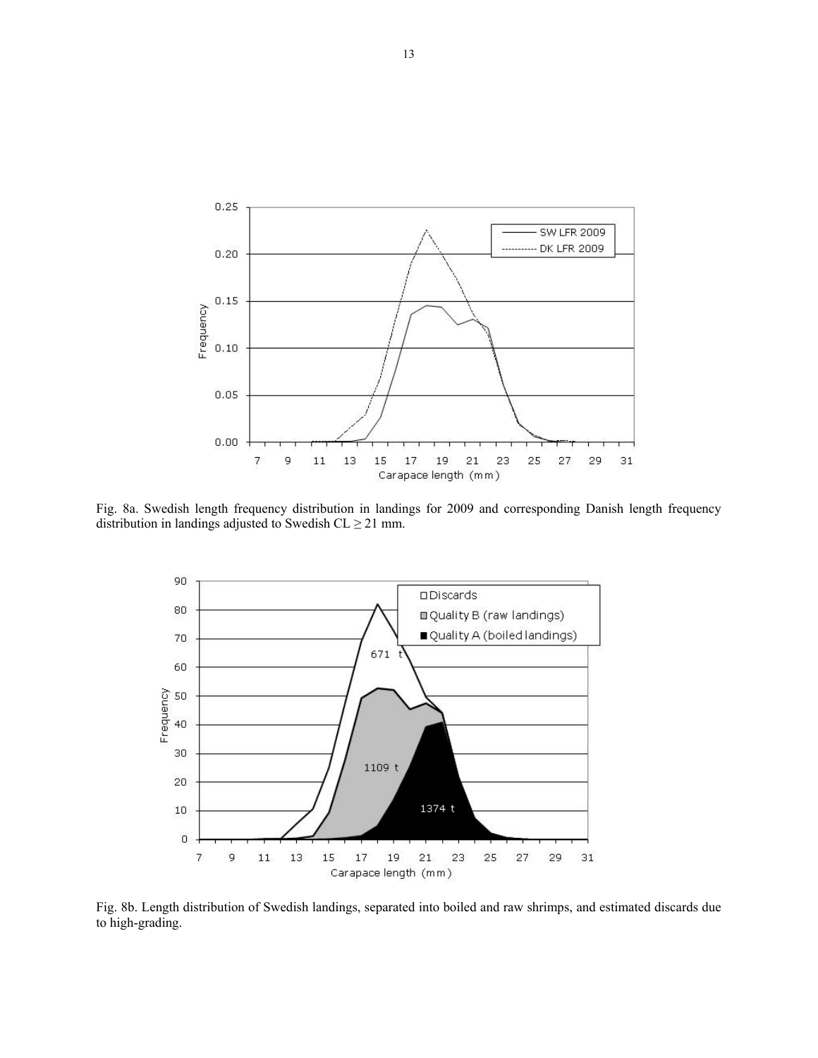Fig. 8a. Swedish length frequency distribution in landings for 2009 and corresponding Danish length frequency distribution in landings adjusted to Swedish CL ≥ 21 mm.

Fig. 8b. Length distribution of Swedish landings, separated into boiled and raw shrimps, and estimated discards due to high-grading.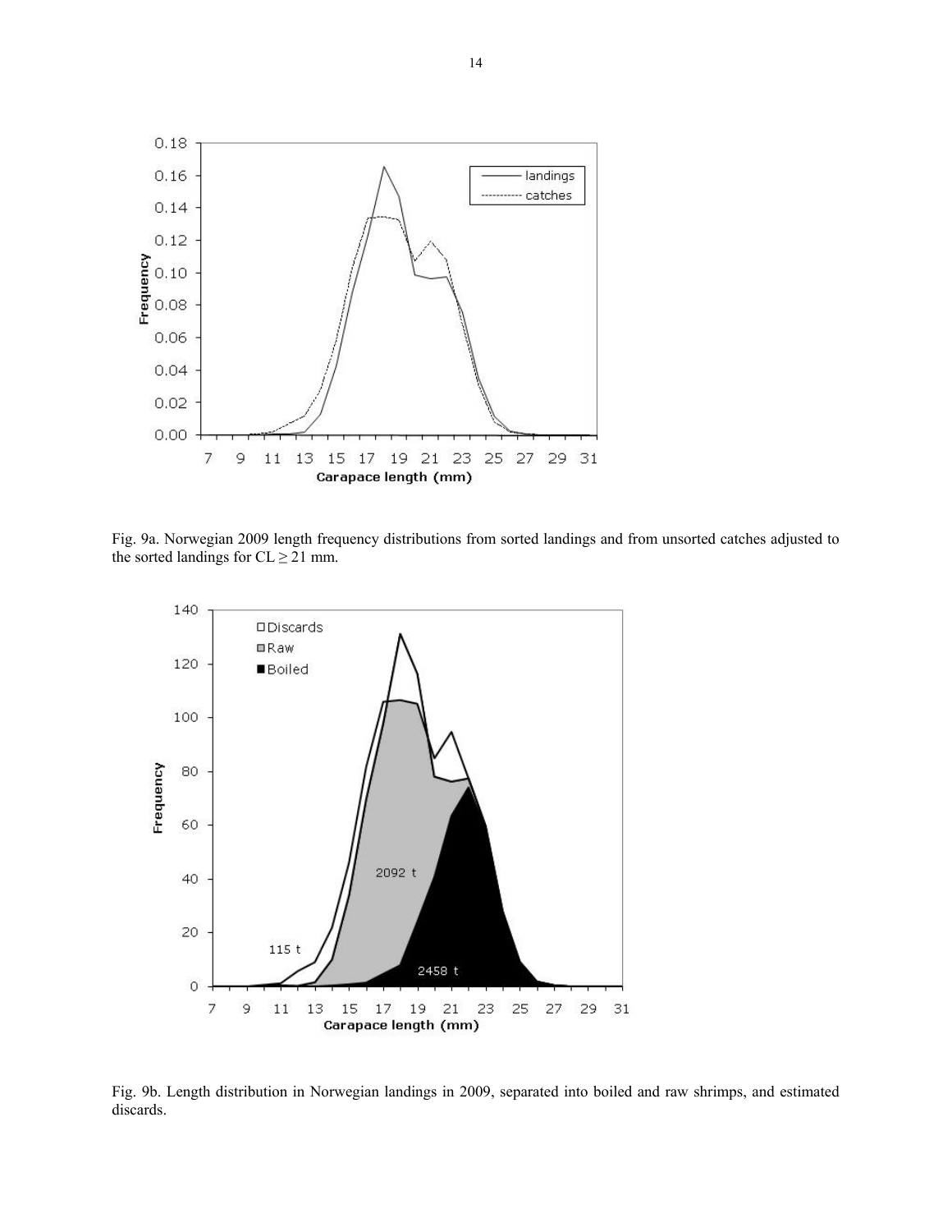Fig. 9a. Norwegian 2009 length frequency distributions from sorted landings and from unsorted catches adjusted to the sorted landings for CL ≥ 21 mm.

Fig. 9b. Length distribution in Norwegian landings in 2009, separated into boiled and raw shrimps, and estimated discards.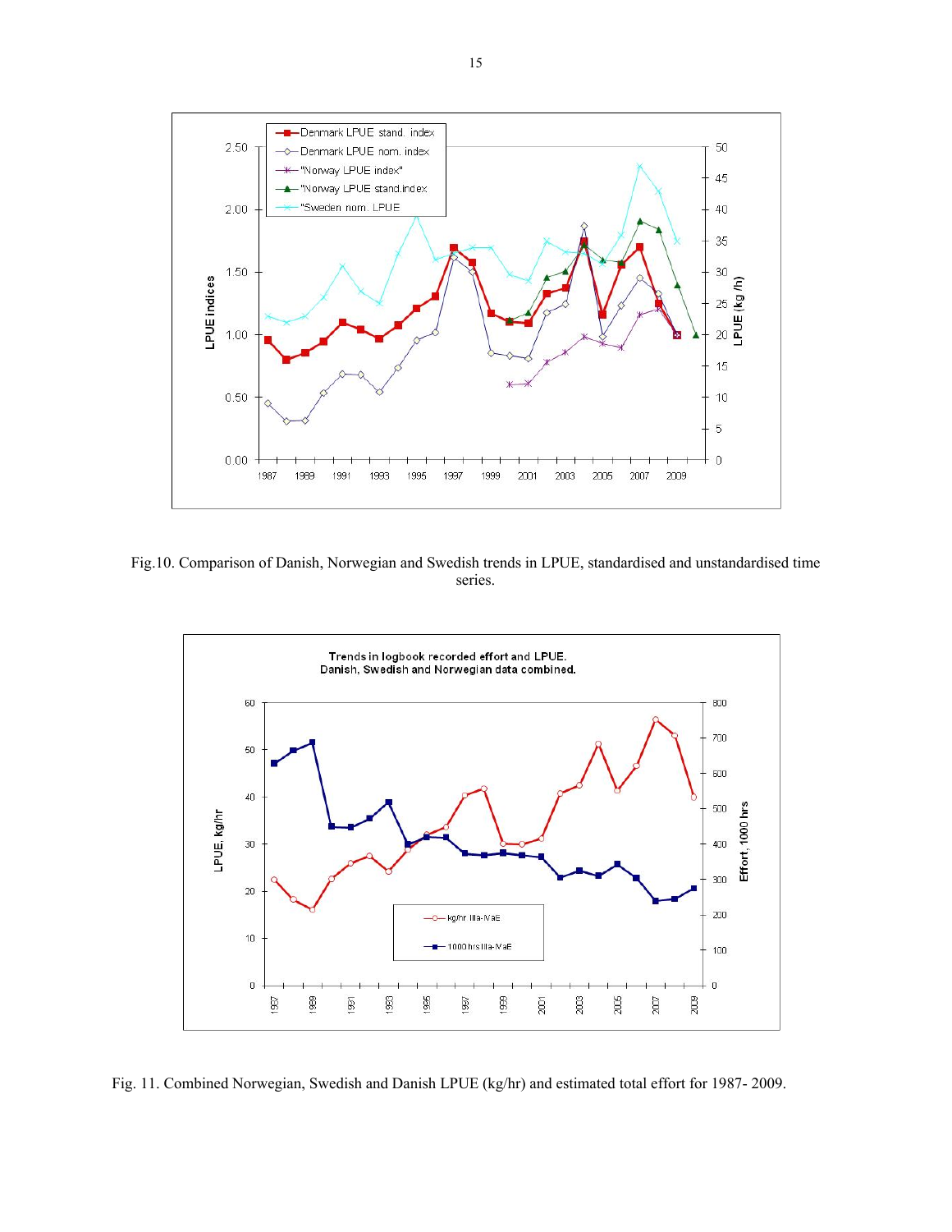Fig.10. Comparison of Danish, Norwegian and Swedish trends in LPUE, standardised and unstandardised time series.

Fig. 11. Combined Norwegian, Swedish and Danish LPUE (kg/hr) and estimated total effort for 1987- 2009.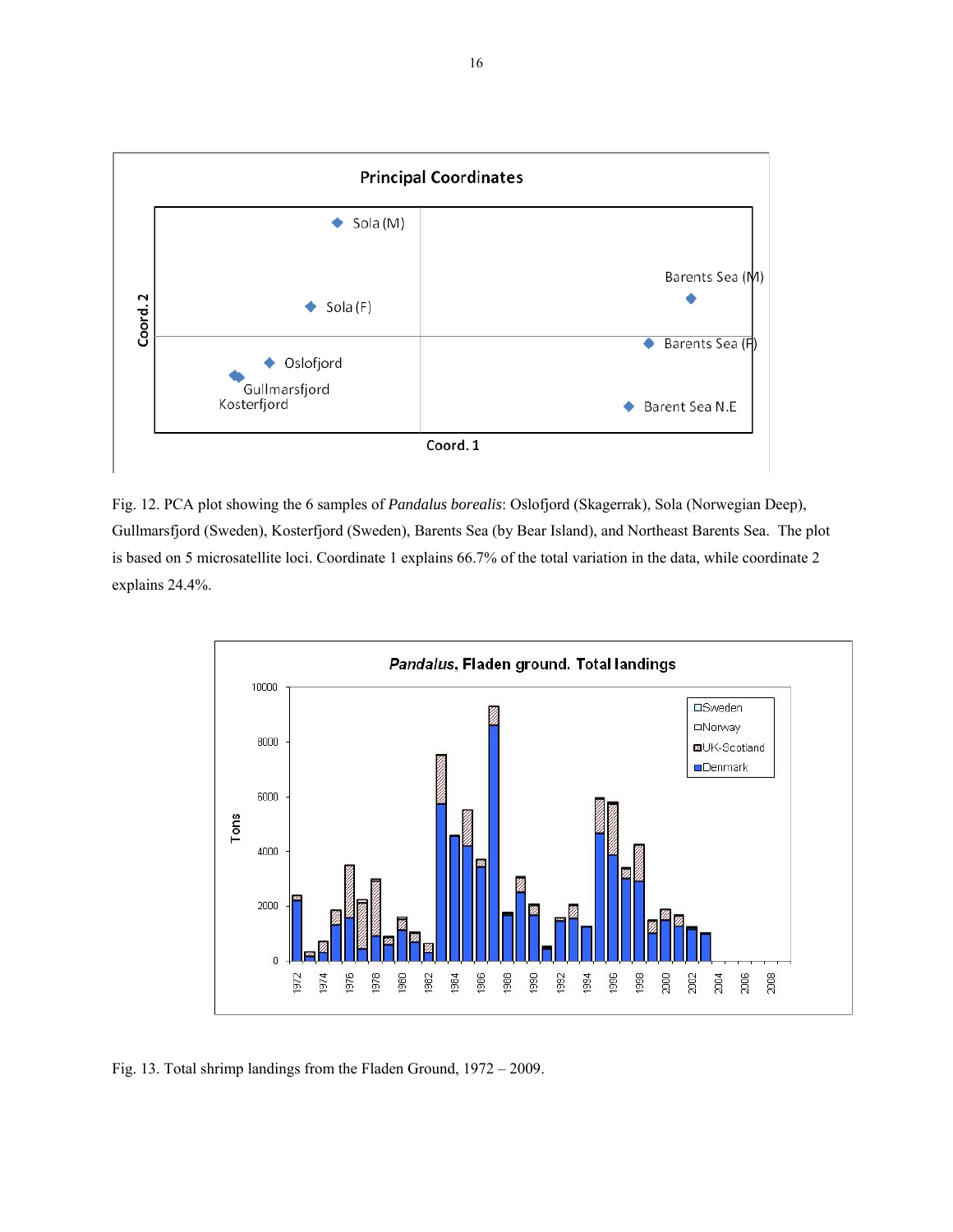Fig. 12. PCA plot showing the 6 samples of *Pandalus borealis*: Oslofjord (Skagerrak), Sola (Norwegian Deep), Gullmarsfjord (Sweden), Kosterfjord (Sweden), Barents Sea (by Bear Island), and Northeast Barents Sea. The plot is based on 5 microsatellite loci. Coordinate 1 explains 66.7% of the total variation in the data, while coordinate 2 explains 24.4%.

Fig. 13. Total shrimp landings from the Fladen Ground, 1972 – 2009.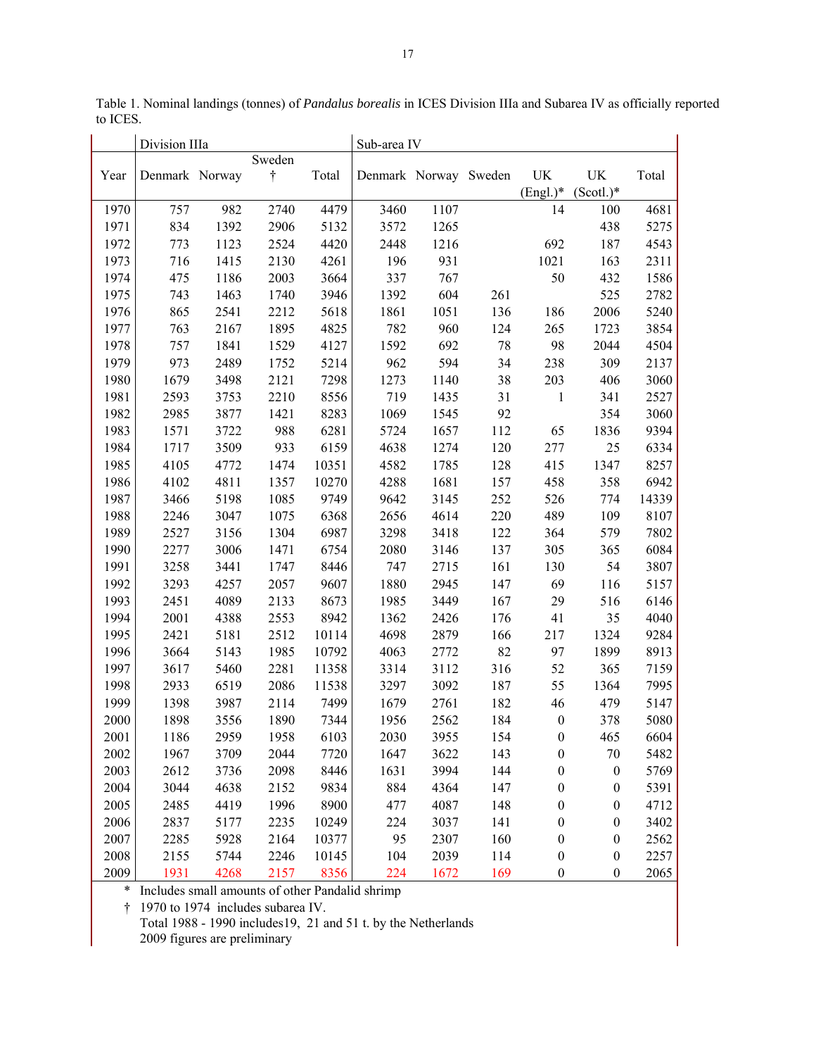Table 1. Nominal landings (tonnes) of *Pandalus borealis* in ICES Division IIIa and Subarea IV as officially reported to ICES.

| | Division IIIa | | | | Sub-area IV | | | | | |
|---|---|---|---|---|---|---|---|---|---|---|
| Year | Denmark | Norway | Sweden † | Total | Denmark | Norway | Sweden | UK (Engl.)* | UK (Scotl.)* | Total |
| 1970 | 757 | 982 | 2740 | 4479 | 3460 | 1107 | | 14 | 100 | 4681 |
| 1971 | 834 | 1392 | 2906 | 5132 | 3572 | 1265 | | | 438 | 5275 |
| 1972 | 773 | 1123 | 2524 | 4420 | 2448 | 1216 | | 692 | 187 | 4543 |
| 1973 | 716 | 1415 | 2130 | 4261 | 196 | 931 | | 1021 | 163 | 2311 |
| 1974 | 475 | 1186 | 2003 | 3664 | 337 | 767 | | 50 | 432 | 1586 |
| 1975 | 743 | 1463 | 1740 | 3946 | 1392 | 604 | 261 | | 525 | 2782 |
| 1976 | 865 | 2541 | 2212 | 5618 | 1861 | 1051 | 136 | 186 | 2006 | 5240 |
| 1977 | 763 | 2167 | 1895 | 4825 | 782 | 960 | 124 | 265 | 1723 | 3854 |
| 1978 | 757 | 1841 | 1529 | 4127 | 1592 | 692 | 78 | 98 | 2044 | 4504 |
| 1979 | 973 | 2489 | 1752 | 5214 | 962 | 594 | 34 | 238 | 309 | 2137 |
| 1980 | 1679 | 3498 | 2121 | 7298 | 1273 | 1140 | 38 | 203 | 406 | 3060 |
| 1981 | 2593 | 3753 | 2210 | 8556 | 719 | 1435 | 31 | 1 | 341 | 2527 |
| 1982 | 2985 | 3877 | 1421 | 8283 | 1069 | 1545 | 92 | | 354 | 3060 |
| 1983 | 1571 | 3722 | 988 | 6281 | 5724 | 1657 | 112 | 65 | 1836 | 9394 |
| 1984 | 1717 | 3509 | 933 | 6159 | 4638 | 1274 | 120 | 277 | 25 | 6334 |
| 1985 | 4105 | 4772 | 1474 | 10351 | 4582 | 1785 | 128 | 415 | 1347 | 8257 |
| 1986 | 4102 | 4811 | 1357 | 10270 | 4288 | 1681 | 157 | 458 | 358 | 6942 |
| 1987 | 3466 | 5198 | 1085 | 9749 | 9642 | 3145 | 252 | 526 | 774 | 14339 |
| 1988 | 2246 | 3047 | 1075 | 6368 | 2656 | 4614 | 220 | 489 | 109 | 8107 |
| 1989 | 2527 | 3156 | 1304 | 6987 | 3298 | 3418 | 122 | 364 | 579 | 7802 |
| 1990 | 2277 | 3006 | 1471 | 6754 | 2080 | 3146 | 137 | 305 | 365 | 6084 |
| 1991 | 3258 | 3441 | 1747 | 8446 | 747 | 2715 | 161 | 130 | 54 | 3807 |
| 1992 | 3293 | 4257 | 2057 | 9607 | 1880 | 2945 | 147 | 69 | 116 | 5157 |
| 1993 | 2451 | 4089 | 2133 | 8673 | 1985 | 3449 | 167 | 29 | 516 | 6146 |
| 1994 | 2001 | 4388 | 2553 | 8942 | 1362 | 2426 | 176 | 41 | 35 | 4040 |
| 1995 | 2421 | 5181 | 2512 | 10114 | 4698 | 2879 | 166 | 217 | 1324 | 9284 |
| 1996 | 3664 | 5143 | 1985 | 10792 | 4063 | 2772 | 82 | 97 | 1899 | 8913 |
| 1997 | 3617 | 5460 | 2281 | 11358 | 3314 | 3112 | 316 | 52 | 365 | 7159 |
| 1998 | 2933 | 6519 | 2086 | 11538 | 3297 | 3092 | 187 | 55 | 1364 | 7995 |
| 1999 | 1398 | 3987 | 2114 | 7499 | 1679 | 2761 | 182 | 46 | 479 | 5147 |
| 2000 | 1898 | 3556 | 1890 | 7344 | 1956 | 2562 | 184 | 0 | 378 | 5080 |
| 2001 | 1186 | 2959 | 1958 | 6103 | 2030 | 3955 | 154 | 0 | 465 | 6604 |
| 2002 | 1967 | 3709 | 2044 | 7720 | 1647 | 3622 | 143 | 0 | 70 | 5482 |
| 2003 | 2612 | 3736 | 2098 | 8446 | 1631 | 3994 | 144 | 0 | 0 | 5769 |
| 2004 | 3044 | 4638 | 2152 | 9834 | 884 | 4364 | 147 | 0 | 0 | 5391 |
| 2005 | 2485 | 4419 | 1996 | 8900 | 477 | 4087 | 148 | 0 | 0 | 4712 |
| 2006 | 2837 | 5177 | 2235 | 10249 | 224 | 3037 | 141 | 0 | 0 | 3402 |
| 2007 | 2285 | 5928 | 2164 | 10377 | 95 | 2307 | 160 | 0 | 0 | 2562 |
| 2008 | 2155 | 5744 | 2246 | 10145 | 104 | 2039 | 114 | 0 | 0 | 2257 |
| 2009 | 1931 | 4268 | 2157 | 8356 | 224 | 1672 | 169 | 0 | 0 | 2065 |

\* Includes small amounts of other Pandalid shrimp

† 1970 to 1974 includes subarea IV.

Total 1988 - 1990 includes19, 21 and 51 t. by the Netherlands

2009 figures are preliminary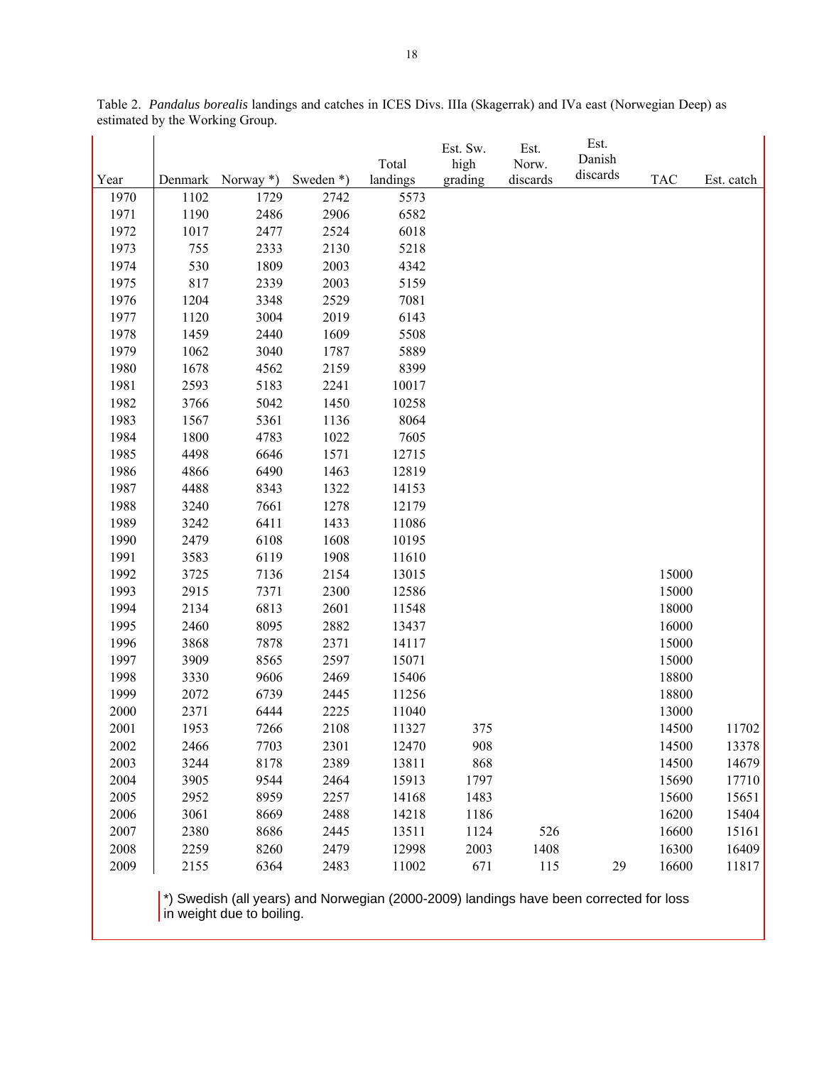Table 2. *Pandalus borealis* landings and catches in ICES Divs. IIIa (Skagerrak) and IVa east (Norwegian Deep) as estimated by the Working Group.

| Year | Denmark | Norway *) | Sweden *) | Total landings | Est. Sw. high grading | Est. Norw. discards | Est. Danish discards | TAC | Est. catch |
|---|---|---|---|---|---|---|---|---|---|
| 1970 | 1102 | 1729 | 2742 | 5573 | | | | | |
| 1971 | 1190 | 2486 | 2906 | 6582 | | | | | |
| 1972 | 1017 | 2477 | 2524 | 6018 | | | | | |
| 1973 | 755 | 2333 | 2130 | 5218 | | | | | |
| 1974 | 530 | 1809 | 2003 | 4342 | | | | | |
| 1975 | 817 | 2339 | 2003 | 5159 | | | | | |
| 1976 | 1204 | 3348 | 2529 | 7081 | | | | | |
| 1977 | 1120 | 3004 | 2019 | 6143 | | | | | |
| 1978 | 1459 | 2440 | 1609 | 5508 | | | | | |
| 1979 | 1062 | 3040 | 1787 | 5889 | | | | | |
| 1980 | 1678 | 4562 | 2159 | 8399 | | | | | |
| 1981 | 2593 | 5183 | 2241 | 10017 | | | | | |
| 1982 | 3766 | 5042 | 1450 | 10258 | | | | | |
| 1983 | 1567 | 5361 | 1136 | 8064 | | | | | |
| 1984 | 1800 | 4783 | 1022 | 7605 | | | | | |
| 1985 | 4498 | 6646 | 1571 | 12715 | | | | | |
| 1986 | 4866 | 6490 | 1463 | 12819 | | | | | |
| 1987 | 4488 | 8343 | 1322 | 14153 | | | | | |
| 1988 | 3240 | 7661 | 1278 | 12179 | | | | | |
| 1989 | 3242 | 6411 | 1433 | 11086 | | | | | |
| 1990 | 2479 | 6108 | 1608 | 10195 | | | | | |
| 1991 | 3583 | 6119 | 1908 | 11610 | | | | | |
| 1992 | 3725 | 7136 | 2154 | 13015 | | | | 15000 | |
| 1993 | 2915 | 7371 | 2300 | 12586 | | | | 15000 | |
| 1994 | 2134 | 6813 | 2601 | 11548 | | | | 18000 | |
| 1995 | 2460 | 8095 | 2882 | 13437 | | | | 16000 | |
| 1996 | 3868 | 7878 | 2371 | 14117 | | | | 15000 | |
| 1997 | 3909 | 8565 | 2597 | 15071 | | | | 15000 | |
| 1998 | 3330 | 9606 | 2469 | 15406 | | | | 18800 | |
| 1999 | 2072 | 6739 | 2445 | 11256 | | | | 18800 | |
| 2000 | 2371 | 6444 | 2225 | 11040 | | | | 13000 | |
| 2001 | 1953 | 7266 | 2108 | 11327 | 375 | | | 14500 | 11702 |
| 2002 | 2466 | 7703 | 2301 | 12470 | 908 | | | 14500 | 13378 |
| 2003 | 3244 | 8178 | 2389 | 13811 | 868 | | | 14500 | 14679 |
| 2004 | 3905 | 9544 | 2464 | 15913 | 1797 | | | 15690 | 17710 |
| 2005 | 2952 | 8959 | 2257 | 14168 | 1483 | | | 15600 | 15651 |
| 2006 | 3061 | 8669 | 2488 | 14218 | 1186 | | | 16200 | 15404 |
| 2007 | 2380 | 8686 | 2445 | 13511 | 1124 | 526 | | 16600 | 15161 |
| 2008 | 2259 | 8260 | 2479 | 12998 | 2003 | 1408 | | 16300 | 16409 |
| 2009 | 2155 | 6364 | 2483 | 11002 | 671 | 115 | 29 | 16600 | 11817 |

*) Swedish (all years) and Norwegian (2000-2009) landings have been corrected for loss in weight due to boiling.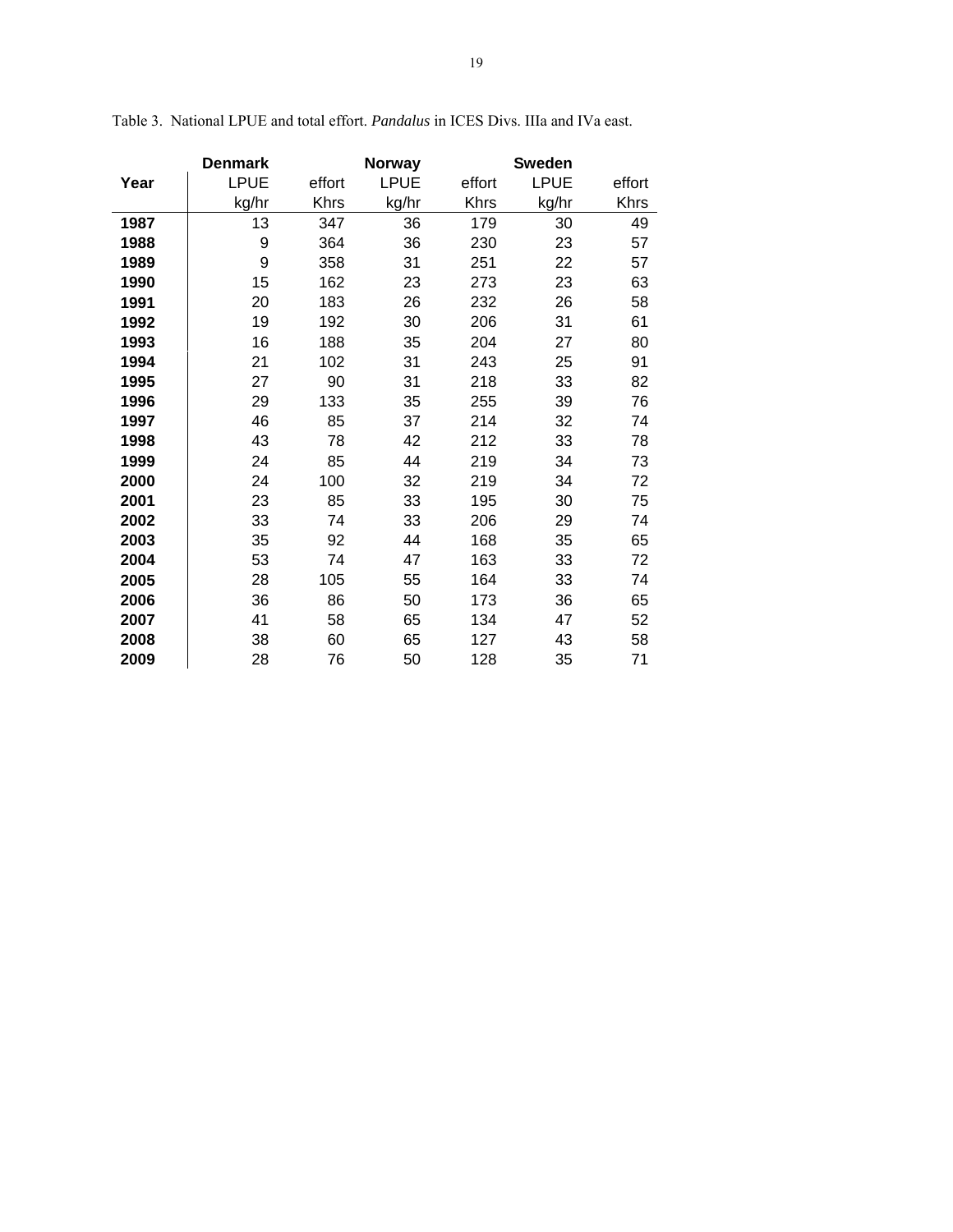Table 3. National LPUE and total effort. *Pandalus* in ICES Divs. IIIa and IVa east.

| | Denmark | | Norway | | Sweden | |
|---|---|---|---|---|---|---|
| Year | LPUE | effort | LPUE | effort | LPUE | effort |
| | kg/hr | Khrs | kg/hr | Khrs | kg/hr | Khrs |
| **1987** | 13 | 347 | 36 | 179 | 30 | 49 |
| **1988** | 9 | 364 | 36 | 230 | 23 | 57 |
| **1989** | 9 | 358 | 31 | 251 | 22 | 57 |
| **1990** | 15 | 162 | 23 | 273 | 23 | 63 |
| **1991** | 20 | 183 | 26 | 232 | 26 | 58 |
| **1992** | 19 | 192 | 30 | 206 | 31 | 61 |
| **1993** | 16 | 188 | 35 | 204 | 27 | 80 |
| **1994** | 21 | 102 | 31 | 243 | 25 | 91 |
| **1995** | 27 | 90 | 31 | 218 | 33 | 82 |
| **1996** | 29 | 133 | 35 | 255 | 39 | 76 |
| **1997** | 46 | 85 | 37 | 214 | 32 | 74 |
| **1998** | 43 | 78 | 42 | 212 | 33 | 78 |
| **1999** | 24 | 85 | 44 | 219 | 34 | 73 |
| **2000** | 24 | 100 | 32 | 219 | 34 | 72 |
| **2001** | 23 | 85 | 33 | 195 | 30 | 75 |
| **2002** | 33 | 74 | 33 | 206 | 29 | 74 |
| **2003** | 35 | 92 | 44 | 168 | 35 | 65 |
| **2004** | 53 | 74 | 47 | 163 | 33 | 72 |
| **2005** | 28 | 105 | 55 | 164 | 33 | 74 |
| **2006** | 36 | 86 | 50 | 173 | 36 | 65 |
| **2007** | 41 | 58 | 65 | 134 | 47 | 52 |
| **2008** | 38 | 60 | 65 | 127 | 43 | 58 |
| **2009** | 28 | 76 | 50 | 128 | 35 | 71 |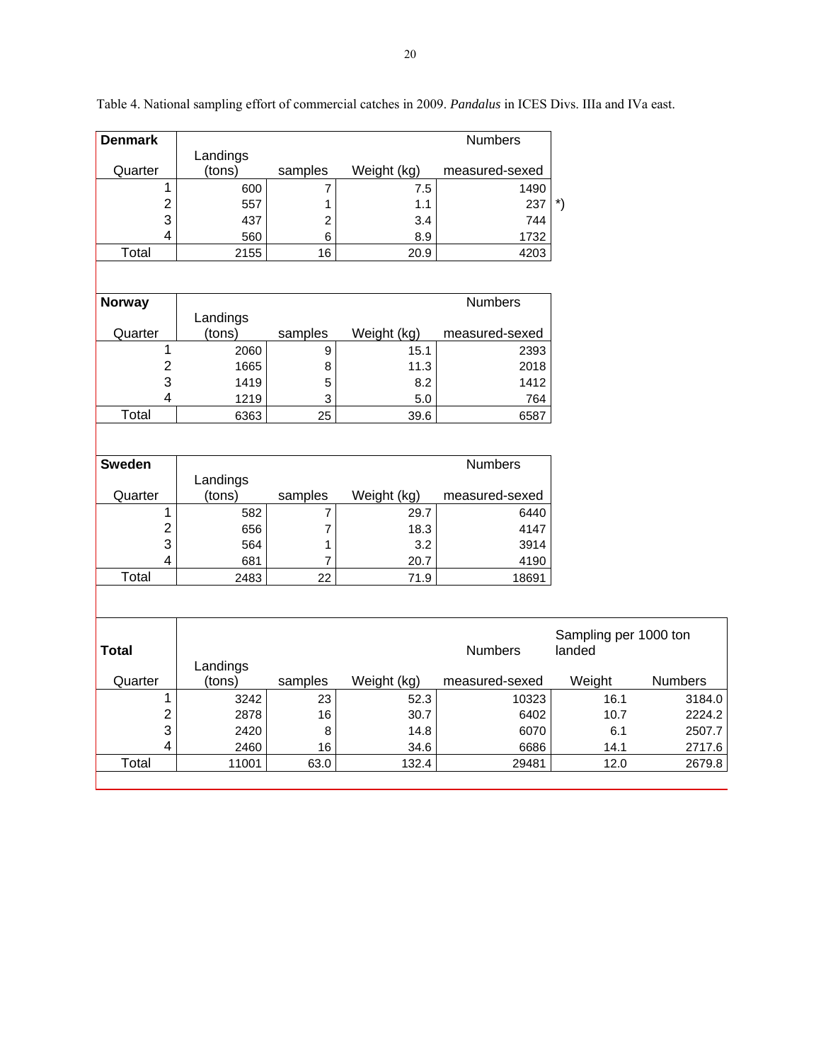Table 4. National sampling effort of commercial catches in 2009. *Pandalus* in ICES Divs. IIIa and IVa east.

| Denmark | | | | Numbers | |
|---|---|---|---|---|---|
| Quarter | Landings (tons) | samples | Weight (kg) | measured-sexed | |
| 1 | 600 | 7 | 7.5 | 1490 | |
| 2 | 557 | 1 | 1.1 | 237 | *) |
| 3 | 437 | 2 | 3.4 | 744 | |
| 4 | 560 | 6 | 8.9 | 1732 | |
| Total | 2155 | 16 | 20.9 | 4203 | |

| Norway | | | | Numbers |
|---|---|---|---|---|
| Quarter | Landings (tons) | samples | Weight (kg) | measured-sexed |
| 1 | 2060 | 9 | 15.1 | 2393 |
| 2 | 1665 | 8 | 11.3 | 2018 |
| 3 | 1419 | 5 | 8.2 | 1412 |
| 4 | 1219 | 3 | 5.0 | 764 |
| Total | 6363 | 25 | 39.6 | 6587 |

| Sweden | | | | Numbers |
|---|---|---|---|---|
| Quarter | Landings (tons) | samples | Weight (kg) | measured-sexed |
| 1 | 582 | 7 | 29.7 | 6440 |
| 2 | 656 | 7 | 18.3 | 4147 |
| 3 | 564 | 1 | 3.2 | 3914 |
| 4 | 681 | 7 | 20.7 | 4190 |
| Total | 2483 | 22 | 71.9 | 18691 |

| Total | | | | Numbers | Sampling per 1000 ton landed | |
|---|---|---|---|---|---|---|
| Quarter | Landings (tons) | samples | Weight (kg) | measured-sexed | Weight | Numbers |
| 1 | 3242 | 23 | 52.3 | 10323 | 16.1 | 3184.0 |
| 2 | 2878 | 16 | 30.7 | 6402 | 10.7 | 2224.2 |
| 3 | 2420 | 8 | 14.8 | 6070 | 6.1 | 2507.7 |
| 4 | 2460 | 16 | 34.6 | 6686 | 14.1 | 2717.6 |
| Total | 11001 | 63.0 | 132.4 | 29481 | 12.0 | 2679.8 |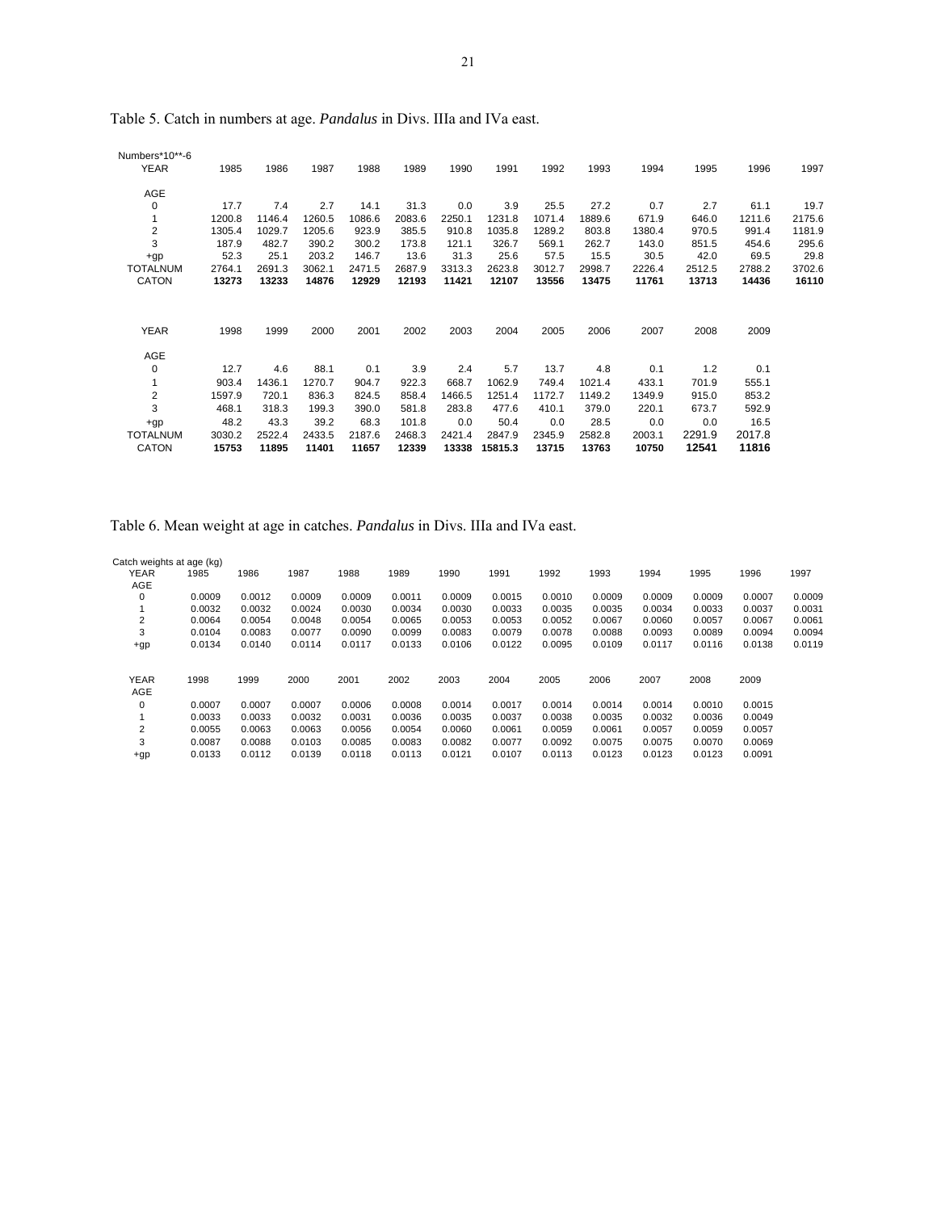Table 5. Catch in numbers at age. *Pandalus* in Divs. IIIa and IVa east.

Numbers*10**-6

| YEAR | 1985 | 1986 | 1987 | 1988 | 1989 | 1990 | 1991 | 1992 | 1993 | 1994 | 1995 | 1996 | 1997 |
|---|---|---|---|---|---|---|---|---|---|---|---|---|---|
| AGE | | | | | | | | | | | | | |
| 0 | 17.7 | 7.4 | 2.7 | 14.1 | 31.3 | 0.0 | 3.9 | 25.5 | 27.2 | 0.7 | 2.7 | 61.1 | 19.7 |
| 1 | 1200.8 | 1146.4 | 1260.5 | 1086.6 | 2083.6 | 2250.1 | 1231.8 | 1071.4 | 1889.6 | 671.9 | 646.0 | 1211.6 | 2175.6 |
| 2 | 1305.4 | 1029.7 | 1205.6 | 923.9 | 385.5 | 910.8 | 1035.8 | 1289.2 | 803.8 | 1380.4 | 970.5 | 991.4 | 1181.9 |
| 3 | 187.9 | 482.7 | 390.2 | 300.2 | 173.8 | 121.1 | 326.7 | 569.1 | 262.7 | 143.0 | 851.5 | 454.6 | 295.6 |
| +gp | 52.3 | 25.1 | 203.2 | 146.7 | 13.6 | 31.3 | 25.6 | 57.5 | 15.5 | 30.5 | 42.0 | 69.5 | 29.8 |
| TOTALNUM | 2764.1 | 2691.3 | 3062.1 | 2471.5 | 2687.9 | 3313.3 | 2623.8 | 3012.7 | 2998.7 | 2226.4 | 2512.5 | 2788.2 | 3702.6 |
| CATON | **13273** | **13233** | **14876** | **12929** | **12193** | **11421** | **12107** | **13556** | **13475** | **11761** | **13713** | **14436** | **16110** |

| YEAR | 1998 | 1999 | 2000 | 2001 | 2002 | 2003 | 2004 | 2005 | 2006 | 2007 | 2008 | 2009 |
|---|---|---|---|---|---|---|---|---|---|---|---|---|
| AGE | | | | | | | | | | | | |
| 0 | 12.7 | 4.6 | 88.1 | 0.1 | 3.9 | 2.4 | 5.7 | 13.7 | 4.8 | 0.1 | 1.2 | 0.1 |
| 1 | 903.4 | 1436.1 | 1270.7 | 904.7 | 922.3 | 668.7 | 1062.9 | 749.4 | 1021.4 | 433.1 | 701.9 | 555.1 |
| 2 | 1597.9 | 720.1 | 836.3 | 824.5 | 858.4 | 1466.5 | 1251.4 | 1172.7 | 1149.2 | 1349.9 | 915.0 | 853.2 |
| 3 | 468.1 | 318.3 | 199.3 | 390.0 | 581.8 | 283.8 | 477.6 | 410.1 | 379.0 | 220.1 | 673.7 | 592.9 |
| +gp | 48.2 | 43.3 | 39.2 | 68.3 | 101.8 | 0.0 | 50.4 | 0.0 | 28.5 | 0.0 | 0.0 | 16.5 |
| TOTALNUM | 3030.2 | 2522.4 | 2433.5 | 2187.6 | 2468.3 | 2421.4 | 2847.9 | 2345.9 | 2582.8 | 2003.1 | 2291.9 | 2017.8 |
| CATON | **15753** | **11895** | **11401** | **11657** | **12339** | **13338** | **15815.3** | **13715** | **13763** | **10750** | **12541** | **11816** |

Table 6. Mean weight at age in catches. *Pandalus* in Divs. IIIa and IVa east.

Catch weights at age (kg)

| YEAR | 1985 | 1986 | 1987 | 1988 | 1989 | 1990 | 1991 | 1992 | 1993 | 1994 | 1995 | 1996 | 1997 |
|---|---|---|---|---|---|---|---|---|---|---|---|---|---|
| AGE | | | | | | | | | | | | | |
| 0 | 0.0009 | 0.0012 | 0.0009 | 0.0009 | 0.0011 | 0.0009 | 0.0015 | 0.0010 | 0.0009 | 0.0009 | 0.0009 | 0.0007 | 0.0009 |
| 1 | 0.0032 | 0.0032 | 0.0024 | 0.0030 | 0.0034 | 0.0030 | 0.0033 | 0.0035 | 0.0035 | 0.0034 | 0.0033 | 0.0037 | 0.0031 |
| 2 | 0.0064 | 0.0054 | 0.0048 | 0.0054 | 0.0065 | 0.0053 | 0.0053 | 0.0052 | 0.0067 | 0.0060 | 0.0057 | 0.0067 | 0.0061 |
| 3 | 0.0104 | 0.0083 | 0.0077 | 0.0090 | 0.0099 | 0.0083 | 0.0079 | 0.0078 | 0.0088 | 0.0093 | 0.0089 | 0.0094 | 0.0094 |
| +gp | 0.0134 | 0.0140 | 0.0114 | 0.0117 | 0.0133 | 0.0106 | 0.0122 | 0.0095 | 0.0109 | 0.0117 | 0.0116 | 0.0138 | 0.0119 |

| YEAR | 1998 | 1999 | 2000 | 2001 | 2002 | 2003 | 2004 | 2005 | 2006 | 2007 | 2008 | 2009 |
|---|---|---|---|---|---|---|---|---|---|---|---|---|
| AGE | | | | | | | | | | | | |
| 0 | 0.0007 | 0.0007 | 0.0007 | 0.0006 | 0.0008 | 0.0014 | 0.0017 | 0.0014 | 0.0014 | 0.0014 | 0.0010 | 0.0015 |
| 1 | 0.0033 | 0.0033 | 0.0032 | 0.0031 | 0.0036 | 0.0035 | 0.0037 | 0.0038 | 0.0035 | 0.0032 | 0.0036 | 0.0049 |
| 2 | 0.0055 | 0.0063 | 0.0063 | 0.0056 | 0.0054 | 0.0060 | 0.0061 | 0.0059 | 0.0061 | 0.0057 | 0.0059 | 0.0057 |
| 3 | 0.0087 | 0.0088 | 0.0103 | 0.0085 | 0.0083 | 0.0082 | 0.0077 | 0.0092 | 0.0075 | 0.0075 | 0.0070 | 0.0069 |
| +gp | 0.0133 | 0.0112 | 0.0139 | 0.0118 | 0.0113 | 0.0121 | 0.0107 | 0.0113 | 0.0123 | 0.0123 | 0.0123 | 0.0091 |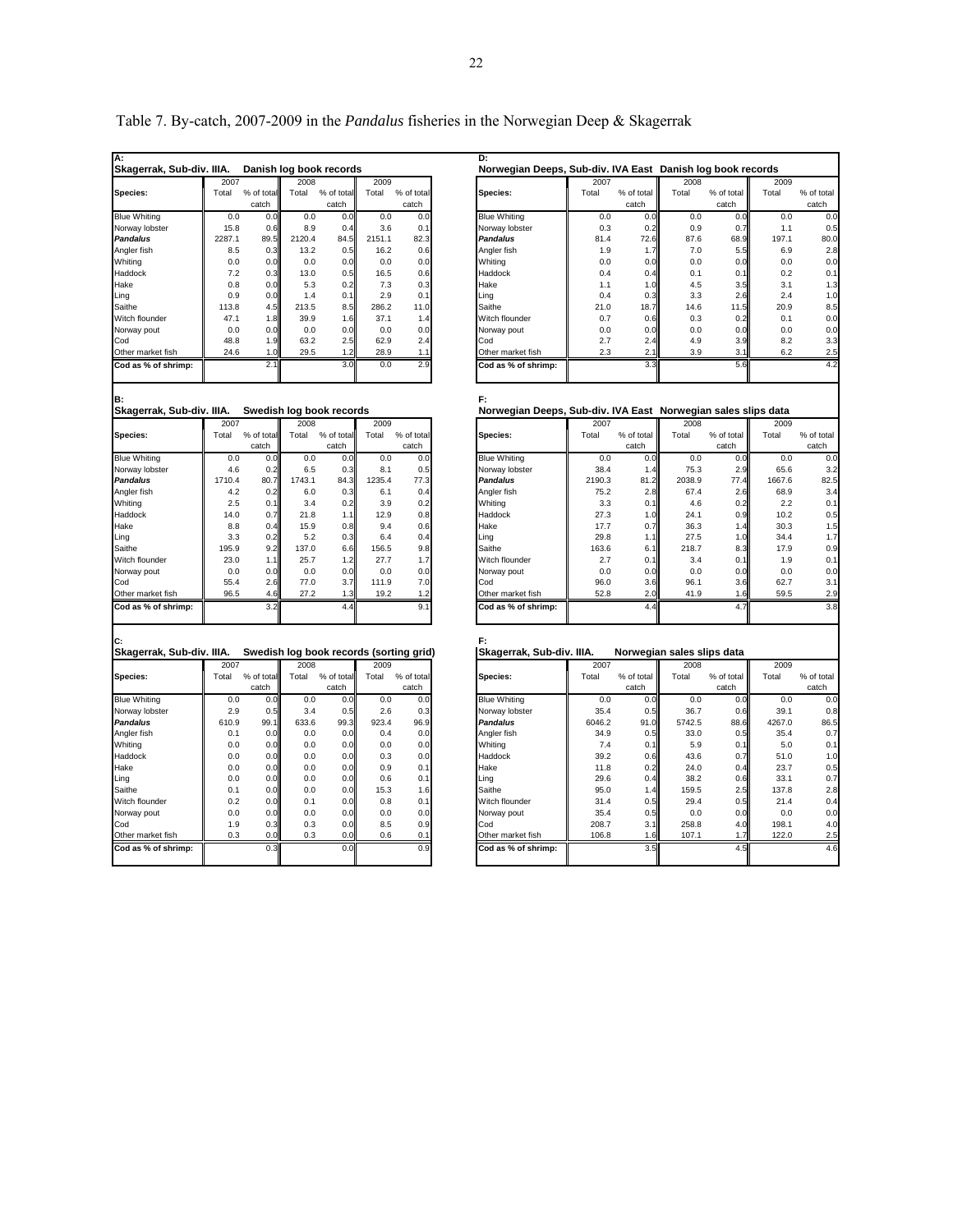Table 7. By-catch, 2007-2009 in the *Pandalus* fisheries in the Norwegian Deep & Skagerrak

**A: Skagerrak, Sub-div. IIIA. Danish log book records**

| Species: | 2007 Total | 2007 % of total catch | 2008 Total | 2008 % of total catch | 2009 Total | 2009 % of total catch |
|---|---|---|---|---|---|---|
| Blue Whiting | 0.0 | 0.0 | 0.0 | 0.0 | 0.0 | 0.0 |
| Norway lobster | 15.8 | 0.6 | 8.9 | 0.4 | 3.6 | 0.1 |
| ***Pandalus*** | 2287.1 | 89.5 | 2120.4 | 84.5 | 2151.1 | 82.3 |
| Angler fish | 8.5 | 0.3 | 13.2 | 0.5 | 16.2 | 0.6 |
| Whiting | 0.0 | 0.0 | 0.0 | 0.0 | 0.0 | 0.0 |
| Haddock | 7.2 | 0.3 | 13.0 | 0.5 | 16.5 | 0.6 |
| Hake | 0.8 | 0.0 | 5.3 | 0.2 | 7.3 | 0.3 |
| Ling | 0.9 | 0.0 | 1.4 | 0.1 | 2.9 | 0.1 |
| Saithe | 113.8 | 4.5 | 213.5 | 8.5 | 286.2 | 11.0 |
| Witch flounder | 47.1 | 1.8 | 39.9 | 1.6 | 37.1 | 1.4 |
| Norway pout | 0.0 | 0.0 | 0.0 | 0.0 | 0.0 | 0.0 |
| Cod | 48.8 | 1.9 | 63.2 | 2.5 | 62.9 | 2.4 |
| Other market fish | 24.6 | 1.0 | 29.5 | 1.2 | 28.9 | 1.1 |
| **Cod as % of shrimp:** | | 2.1 | | 3.0 | 0.0 | 2.9 |

**B: Skagerrak, Sub-div. IIIA. Swedish log book records**

| Species: | 2007 Total | 2007 % of total catch | 2008 Total | 2008 % of total catch | 2009 Total | 2009 % of total catch |
|---|---|---|---|---|---|---|
| Blue Whiting | 0.0 | 0.0 | 0.0 | 0.0 | 0.0 | 0.0 |
| Norway lobster | 4.6 | 0.2 | 6.5 | 0.3 | 8.1 | 0.5 |
| ***Pandalus*** | 1710.4 | 80.7 | 1743.1 | 84.3 | 1235.4 | 77.3 |
| Angler fish | 4.2 | 0.2 | 6.0 | 0.3 | 6.1 | 0.4 |
| Whiting | 2.5 | 0.1 | 3.4 | 0.2 | 3.9 | 0.2 |
| Haddock | 14.0 | 0.7 | 21.8 | 1.1 | 12.9 | 0.8 |
| Hake | 8.8 | 0.4 | 15.9 | 0.8 | 9.4 | 0.6 |
| Ling | 3.3 | 0.2 | 5.2 | 0.3 | 6.4 | 0.4 |
| Saithe | 195.9 | 9.2 | 137.0 | 6.6 | 156.5 | 9.8 |
| Witch flounder | 23.0 | 1.1 | 25.7 | 1.2 | 27.7 | 1.7 |
| Norway pout | 0.0 | 0.0 | 0.0 | 0.0 | 0.0 | 0.0 |
| Cod | 55.4 | 2.6 | 77.0 | 3.7 | 111.9 | 7.0 |
| Other market fish | 96.5 | 4.6 | 27.2 | 1.3 | 19.2 | 1.2 |
| **Cod as % of shrimp:** | | 3.2 | | 4.4 | | 9.1 |

**C: Skagerrak, Sub-div. IIIA. Swedish log book records (sorting grid)**

| Species: | 2007 Total | 2007 % of total catch | 2008 Total | 2008 % of total catch | 2009 Total | 2009 % of total catch |
|---|---|---|---|---|---|---|
| Blue Whiting | 0.0 | 0.0 | 0.0 | 0.0 | 0.0 | 0.0 |
| Norway lobster | 2.9 | 0.5 | 3.4 | 0.5 | 2.6 | 0.3 |
| ***Pandalus*** | 610.9 | 99.1 | 633.6 | 99.3 | 923.4 | 96.9 |
| Angler fish | 0.1 | 0.0 | 0.0 | 0.0 | 0.4 | 0.0 |
| Whiting | 0.0 | 0.0 | 0.0 | 0.0 | 0.0 | 0.0 |
| Haddock | 0.0 | 0.0 | 0.0 | 0.0 | 0.3 | 0.0 |
| Hake | 0.0 | 0.0 | 0.0 | 0.0 | 0.9 | 0.1 |
| Ling | 0.0 | 0.0 | 0.0 | 0.0 | 0.6 | 0.1 |
| Saithe | 0.1 | 0.0 | 0.0 | 0.0 | 15.3 | 1.6 |
| Witch flounder | 0.2 | 0.0 | 0.1 | 0.0 | 0.8 | 0.1 |
| Norway pout | 0.0 | 0.0 | 0.0 | 0.0 | 0.0 | 0.0 |
| Cod | 1.9 | 0.3 | 0.3 | 0.0 | 8.5 | 0.9 |
| Other market fish | 0.3 | 0.0 | 0.3 | 0.0 | 0.6 | 0.1 |
| **Cod as % of shrimp:** | | 0.3 | | 0.0 | | 0.9 |

**D: Norwegian Deeps, Sub-div. IVA East Danish log book records**

| Species: | 2007 Total | 2007 % of total catch | 2008 Total | 2008 % of total catch | 2009 Total | 2009 % of total catch |
|---|---|---|---|---|---|---|
| Blue Whiting | 0.0 | 0.0 | 0.0 | 0.0 | 0.0 | 0.0 |
| Norway lobster | 0.3 | 0.2 | 0.9 | 0.7 | 1.1 | 0.5 |
| ***Pandalus*** | 81.4 | 72.6 | 87.6 | 68.9 | 197.1 | 80.0 |
| Angler fish | 1.9 | 1.7 | 7.0 | 5.5 | 6.9 | 2.8 |
| Whiting | 0.0 | 0.0 | 0.0 | 0.0 | 0.0 | 0.0 |
| Haddock | 0.4 | 0.4 | 0.1 | 0.1 | 0.2 | 0.1 |
| Hake | 1.1 | 1.0 | 4.5 | 3.5 | 3.1 | 1.3 |
| Ling | 0.4 | 0.3 | 3.3 | 2.6 | 2.4 | 1.0 |
| Saithe | 21.0 | 18.7 | 14.6 | 11.5 | 20.9 | 8.5 |
| Witch flounder | 0.7 | 0.6 | 0.3 | 0.2 | 0.1 | 0.0 |
| Norway pout | 0.0 | 0.0 | 0.0 | 0.0 | 0.0 | 0.0 |
| Cod | 2.7 | 2.4 | 4.9 | 3.9 | 8.2 | 3.3 |
| Other market fish | 2.3 | 2.1 | 3.9 | 3.1 | 6.2 | 2.5 |
| **Cod as % of shrimp:** | | 3.3 | | 5.6 | | 4.2 |

**F: Norwegian Deeps, Sub-div. IVA East Norwegian sales slips data**

| Species: | 2007 Total | 2007 % of total catch | 2008 Total | 2008 % of total catch | 2009 Total | 2009 % of total catch |
|---|---|---|---|---|---|---|
| Blue Whiting | 0.0 | 0.0 | 0.0 | 0.0 | 0.0 | 0.0 |
| Norway lobster | 38.4 | 1.4 | 75.3 | 2.9 | 65.6 | 3.2 |
| ***Pandalus*** | 2190.3 | 81.2 | 2038.9 | 77.4 | 1667.6 | 82.5 |
| Angler fish | 75.2 | 2.8 | 67.4 | 2.6 | 68.9 | 3.4 |
| Whiting | 3.3 | 0.1 | 4.6 | 0.2 | 2.2 | 0.1 |
| Haddock | 27.3 | 1.0 | 24.1 | 0.9 | 10.2 | 0.5 |
| Hake | 17.7 | 0.7 | 36.3 | 1.4 | 30.3 | 1.5 |
| Ling | 29.8 | 1.1 | 27.5 | 1.0 | 34.4 | 1.7 |
| Saithe | 163.6 | 6.1 | 218.7 | 8.3 | 17.9 | 0.9 |
| Witch flounder | 2.7 | 0.1 | 3.4 | 0.1 | 1.9 | 0.1 |
| Norway pout | 0.0 | 0.0 | 0.0 | 0.0 | 0.0 | 0.0 |
| Cod | 96.0 | 3.6 | 96.1 | 3.6 | 62.7 | 3.1 |
| Other market fish | 52.8 | 2.0 | 41.9 | 1.6 | 59.5 | 2.9 |
| **Cod as % of shrimp:** | | 4.4 | | 4.7 | | 3.8 |

**F: Skagerrak, Sub-div. IIIA. Norwegian sales slips data**

| Species: | 2007 Total | 2007 % of total catch | 2008 Total | 2008 % of total catch | 2009 Total | 2009 % of total catch |
|---|---|---|---|---|---|---|
| Blue Whiting | 0.0 | 0.0 | 0.0 | 0.0 | 0.0 | 0.0 |
| Norway lobster | 35.4 | 0.5 | 36.7 | 0.6 | 39.1 | 0.8 |
| ***Pandalus*** | 6046.2 | 91.0 | 5742.5 | 88.6 | 4267.0 | 86.5 |
| Angler fish | 34.9 | 0.5 | 33.0 | 0.5 | 35.4 | 0.7 |
| Whiting | 7.4 | 0.1 | 5.9 | 0.1 | 5.0 | 0.1 |
| Haddock | 39.2 | 0.6 | 43.6 | 0.7 | 51.0 | 1.0 |
| Hake | 11.8 | 0.2 | 24.0 | 0.4 | 23.7 | 0.5 |
| Ling | 29.6 | 0.4 | 38.2 | 0.6 | 33.1 | 0.7 |
| Saithe | 95.0 | 1.4 | 159.5 | 2.5 | 137.8 | 2.8 |
| Witch flounder | 31.4 | 0.5 | 29.4 | 0.5 | 21.4 | 0.4 |
| Norway pout | 35.4 | 0.5 | 0.0 | 0.0 | 0.0 | 0.0 |
| Cod | 208.7 | 3.1 | 258.8 | 4.0 | 198.1 | 4.0 |
| Other market fish | 106.8 | 1.6 | 107.1 | 1.7 | 122.0 | 2.5 |
| **Cod as % of shrimp:** | | 3.5 | | 4.5 | | 4.6 |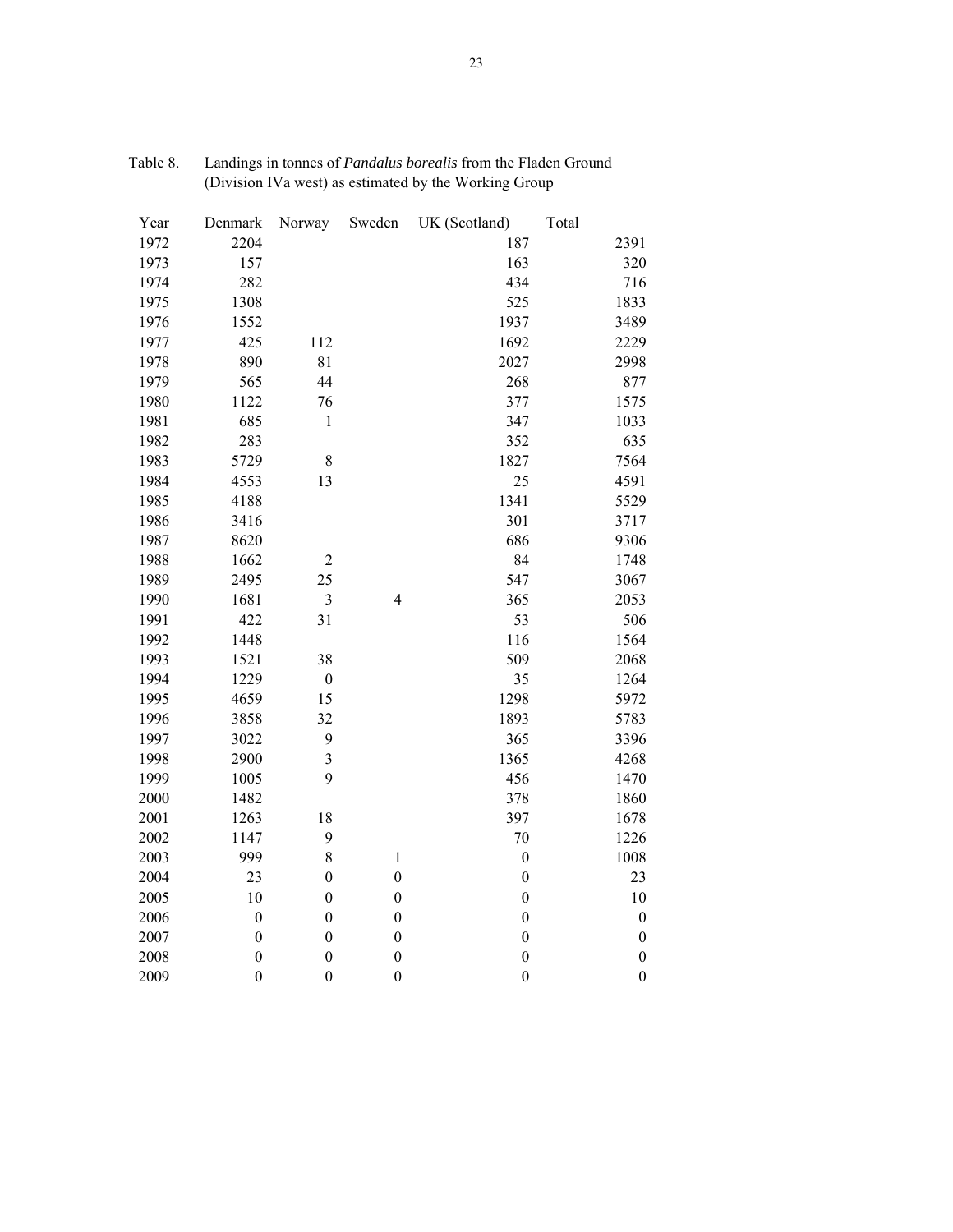Table 8. Landings in tonnes of *Pandalus borealis* from the Fladen Ground (Division IVa west) as estimated by the Working Group

| Year | Denmark | Norway | Sweden | UK (Scotland) | Total |
|---|---|---|---|---|---|
| 1972 | 2204 | | | 187 | 2391 |
| 1973 | 157 | | | 163 | 320 |
| 1974 | 282 | | | 434 | 716 |
| 1975 | 1308 | | | 525 | 1833 |
| 1976 | 1552 | | | 1937 | 3489 |
| 1977 | 425 | 112 | | 1692 | 2229 |
| 1978 | 890 | 81 | | 2027 | 2998 |
| 1979 | 565 | 44 | | 268 | 877 |
| 1980 | 1122 | 76 | | 377 | 1575 |
| 1981 | 685 | 1 | | 347 | 1033 |
| 1982 | 283 | | | 352 | 635 |
| 1983 | 5729 | 8 | | 1827 | 7564 |
| 1984 | 4553 | 13 | | 25 | 4591 |
| 1985 | 4188 | | | 1341 | 5529 |
| 1986 | 3416 | | | 301 | 3717 |
| 1987 | 8620 | | | 686 | 9306 |
| 1988 | 1662 | 2 | | 84 | 1748 |
| 1989 | 2495 | 25 | | 547 | 3067 |
| 1990 | 1681 | 3 | 4 | 365 | 2053 |
| 1991 | 422 | 31 | | 53 | 506 |
| 1992 | 1448 | | | 116 | 1564 |
| 1993 | 1521 | 38 | | 509 | 2068 |
| 1994 | 1229 | 0 | | 35 | 1264 |
| 1995 | 4659 | 15 | | 1298 | 5972 |
| 1996 | 3858 | 32 | | 1893 | 5783 |
| 1997 | 3022 | 9 | | 365 | 3396 |
| 1998 | 2900 | 3 | | 1365 | 4268 |
| 1999 | 1005 | 9 | | 456 | 1470 |
| 2000 | 1482 | | | 378 | 1860 |
| 2001 | 1263 | 18 | | 397 | 1678 |
| 2002 | 1147 | 9 | | 70 | 1226 |
| 2003 | 999 | 8 | 1 | 0 | 1008 |
| 2004 | 23 | 0 | 0 | 0 | 23 |
| 2005 | 10 | 0 | 0 | 0 | 10 |
| 2006 | 0 | 0 | 0 | 0 | 0 |
| 2007 | 0 | 0 | 0 | 0 | 0 |
| 2008 | 0 | 0 | 0 | 0 | 0 |
| 2009 | 0 | 0 | 0 | 0 | 0 |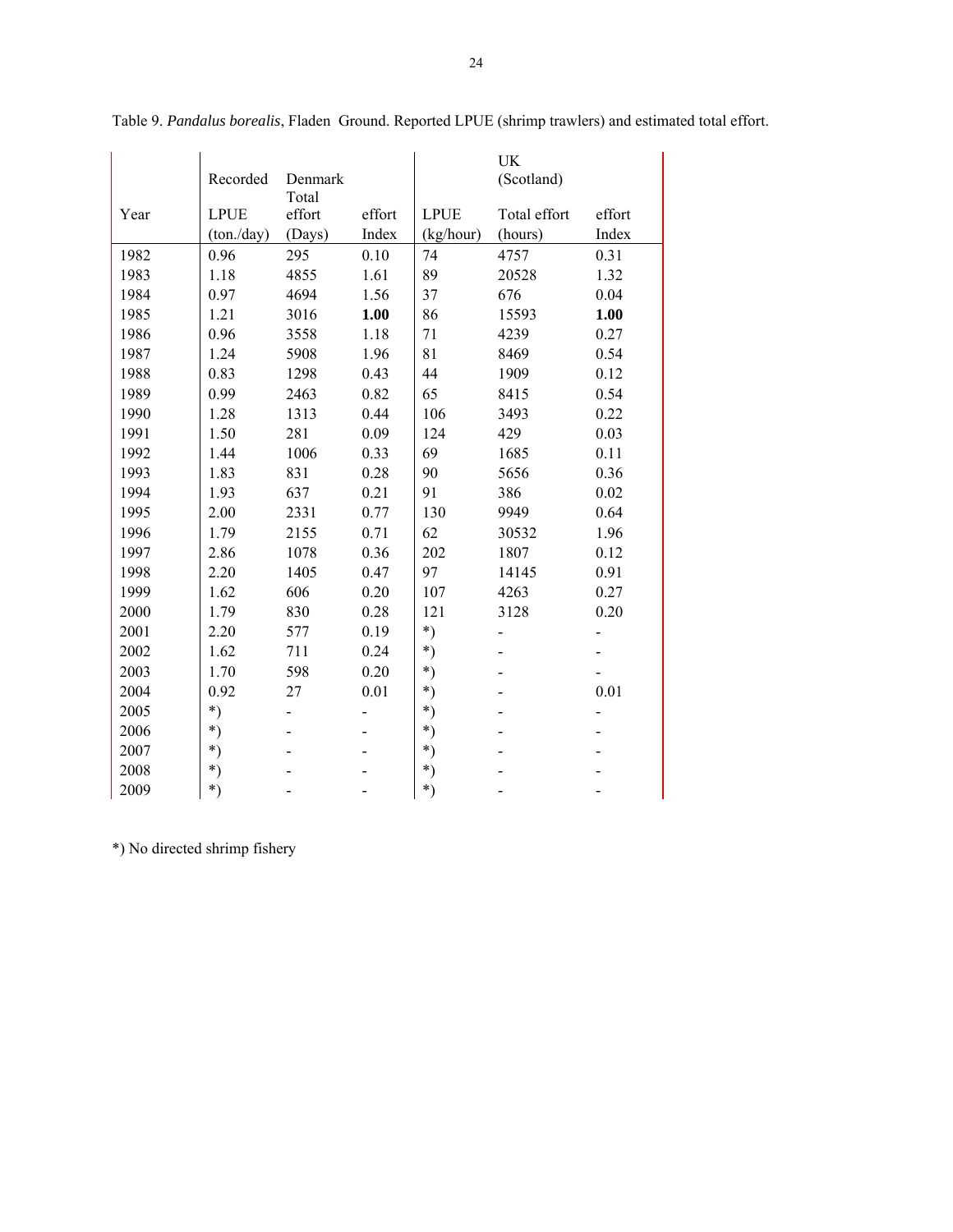Table 9. *Pandalus borealis*, Fladen Ground. Reported LPUE (shrimp trawlers) and estimated total effort.

| | Recorded | Denmark | | | UK (Scotland) | |
|---|---|---|---|---|---|---|
| Year | LPUE (ton./day) | Total effort (Days) | effort Index | LPUE (kg/hour) | Total effort (hours) | effort Index |
| 1982 | 0.96 | 295 | 0.10 | 74 | 4757 | 0.31 |
| 1983 | 1.18 | 4855 | 1.61 | 89 | 20528 | 1.32 |
| 1984 | 0.97 | 4694 | 1.56 | 37 | 676 | 0.04 |
| 1985 | 1.21 | 3016 | **1.00** | 86 | 15593 | **1.00** |
| 1986 | 0.96 | 3558 | 1.18 | 71 | 4239 | 0.27 |
| 1987 | 1.24 | 5908 | 1.96 | 81 | 8469 | 0.54 |
| 1988 | 0.83 | 1298 | 0.43 | 44 | 1909 | 0.12 |
| 1989 | 0.99 | 2463 | 0.82 | 65 | 8415 | 0.54 |
| 1990 | 1.28 | 1313 | 0.44 | 106 | 3493 | 0.22 |
| 1991 | 1.50 | 281 | 0.09 | 124 | 429 | 0.03 |
| 1992 | 1.44 | 1006 | 0.33 | 69 | 1685 | 0.11 |
| 1993 | 1.83 | 831 | 0.28 | 90 | 5656 | 0.36 |
| 1994 | 1.93 | 637 | 0.21 | 91 | 386 | 0.02 |
| 1995 | 2.00 | 2331 | 0.77 | 130 | 9949 | 0.64 |
| 1996 | 1.79 | 2155 | 0.71 | 62 | 30532 | 1.96 |
| 1997 | 2.86 | 1078 | 0.36 | 202 | 1807 | 0.12 |
| 1998 | 2.20 | 1405 | 0.47 | 97 | 14145 | 0.91 |
| 1999 | 1.62 | 606 | 0.20 | 107 | 4263 | 0.27 |
| 2000 | 1.79 | 830 | 0.28 | 121 | 3128 | 0.20 |
| 2001 | 2.20 | 577 | 0.19 | *) | - | - |
| 2002 | 1.62 | 711 | 0.24 | *) | - | - |
| 2003 | 1.70 | 598 | 0.20 | *) | - | - |
| 2004 | 0.92 | 27 | 0.01 | *) | - | 0.01 |
| 2005 | *) | - | - | *) | - | - |
| 2006 | *) | - | - | *) | - | - |
| 2007 | *) | - | - | *) | - | - |
| 2008 | *) | - | - | *) | - | - |
| 2009 | *) | - | - | *) | - | - |

*) No directed shrimp fishery